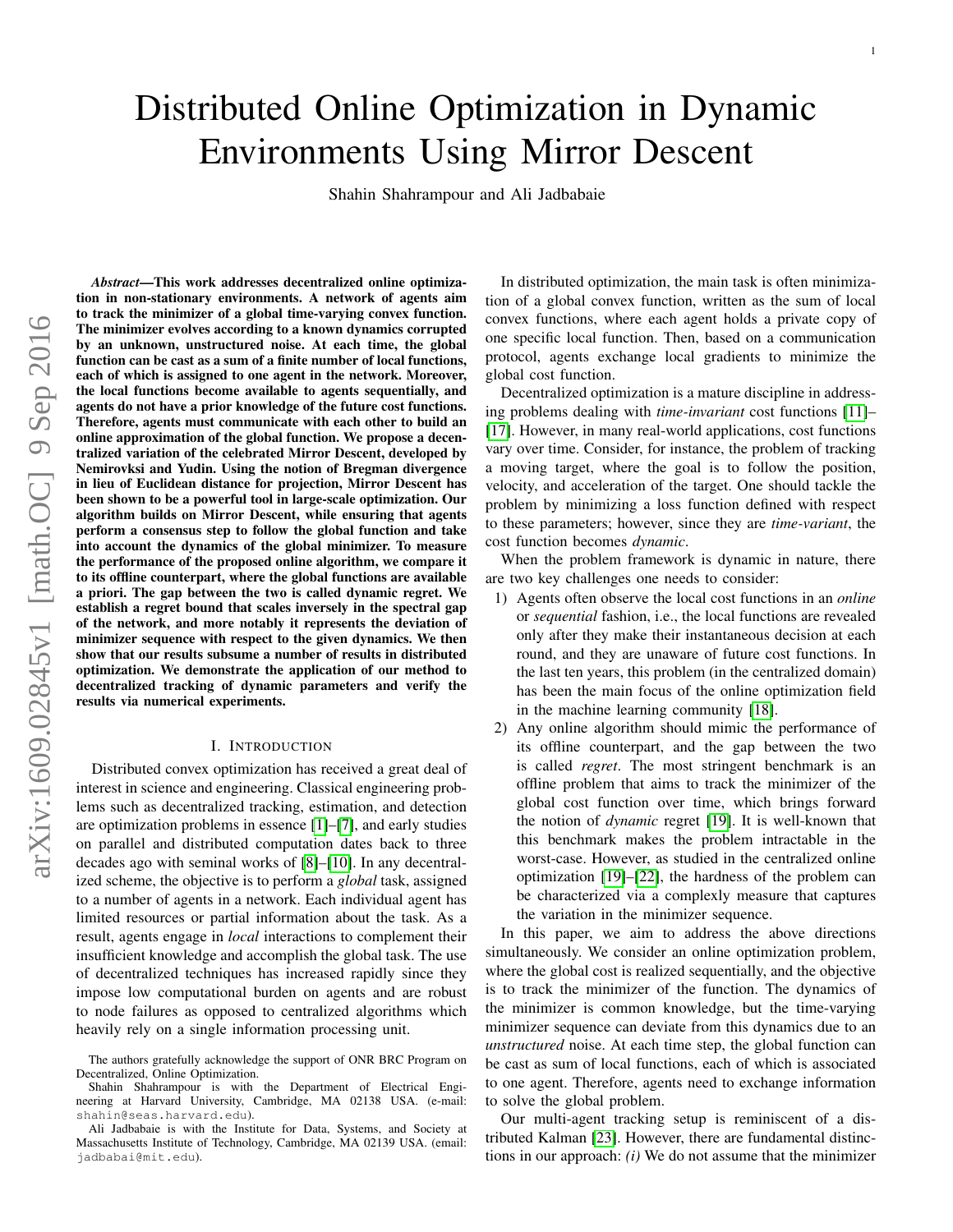# Distributed Online Optimization in Dynamic Environments Using Mirror Descent

Shahin Shahrampour and Ali Jadbabaie

***Abstract*—This work addresses decentralized online optimization in non-stationary environments. A network of agents aim to track the minimizer of a global time-varying convex function. The minimizer evolves according to a known dynamics corrupted by an unknown, unstructured noise. At each time, the global function can be cast as a sum of a finite number of local functions, each of which is assigned to one agent in the network. Moreover, the local functions become available to agents sequentially, and agents do not have a prior knowledge of the future cost functions. Therefore, agents must communicate with each other to build an online approximation of the global function. We propose a decentralized variation of the celebrated Mirror Descent, developed by Nemirovksi and Yudin. Using the notion of Bregman divergence in lieu of Euclidean distance for projection, Mirror Descent has been shown to be a powerful tool in large-scale optimization. Our algorithm builds on Mirror Descent, while ensuring that agents perform a consensus step to follow the global function and take into account the dynamics of the global minimizer. To measure the performance of the proposed online algorithm, we compare it to its offline counterpart, where the global functions are available a priori. The gap between the two is called dynamic regret. We establish a regret bound that scales inversely in the spectral gap of the network, and more notably it represents the deviation of minimizer sequence with respect to the given dynamics. We then show that our results subsume a number of results in distributed optimization. We demonstrate the application of our method to decentralized tracking of dynamic parameters and verify the results via numerical experiments.**

## I. Introduction

Distributed convex optimization has received a great deal of interest in science and engineering. Classical engineering problems such as decentralized tracking, estimation, and detection are optimization problems in essence [1]–[7], and early studies on parallel and distributed computation dates back to three decades ago with seminal works of [8]–[10]. In any decentralized scheme, the objective is to perform a *global* task, assigned to a number of agents in a network. Each individual agent has limited resources or partial information about the task. As a result, agents engage in *local* interactions to complement their insufficient knowledge and accomplish the global task. The use of decentralized techniques has increased rapidly since they impose low computational burden on agents and are robust to node failures as opposed to centralized algorithms which heavily rely on a single information processing unit.

In distributed optimization, the main task is often minimization of a global convex function, written as the sum of local convex functions, where each agent holds a private copy of one specific local function. Then, based on a communication protocol, agents exchange local gradients to minimize the global cost function.

Decentralized optimization is a mature discipline in addressing problems dealing with *time-invariant* cost functions [11]–[17]. However, in many real-world applications, cost functions vary over time. Consider, for instance, the problem of tracking a moving target, where the goal is to follow the position, velocity, and acceleration of the target. One should tackle the problem by minimizing a loss function defined with respect to these parameters; however, since they are *time-variant*, the cost function becomes *dynamic*.

When the problem framework is dynamic in nature, there are two key challenges one needs to consider:

1) Agents often observe the local cost functions in an *online* or *sequential* fashion, i.e., the local functions are revealed only after they make their instantaneous decision at each round, and they are unaware of future cost functions. In the last ten years, this problem (in the centralized domain) has been the main focus of the online optimization field in the machine learning community [18].
2) Any online algorithm should mimic the performance of its offline counterpart, and the gap between the two is called *regret*. The most stringent benchmark is an offline problem that aims to track the minimizer of the global cost function over time, which brings forward the notion of *dynamic* regret [19]. It is well-known that this benchmark makes the problem intractable in the worst-case. However, as studied in the centralized online optimization [19]–[22], the hardness of the problem can be characterized via a complexly measure that captures the variation in the minimizer sequence.

In this paper, we aim to address the above directions simultaneously. We consider an online optimization problem, where the global cost is realized sequentially, and the objective is to track the minimizer of the function. The dynamics of the minimizer is common knowledge, but the time-varying minimizer sequence can deviate from this dynamics due to an *unstructured* noise. At each time step, the global function can be cast as sum of local functions, each of which is associated to one agent. Therefore, agents need to exchange information to solve the global problem.

Our multi-agent tracking setup is reminiscent of a distributed Kalman [23]. However, there are fundamental distinctions in our approach: *(i)* We do not assume that the minimizer

The authors gratefully acknowledge the support of ONR BRC Program on Decentralized, Online Optimization.

Shahin Shahrampour is with the Department of Electrical Engineering at Harvard University, Cambridge, MA 02138 USA. (e-mail: shahin@seas.harvard.edu).

Ali Jadbabaie is with the Institute for Data, Systems, and Society at Massachusetts Institute of Technology, Cambridge, MA 02139 USA. (email: jadbabai@mit.edu).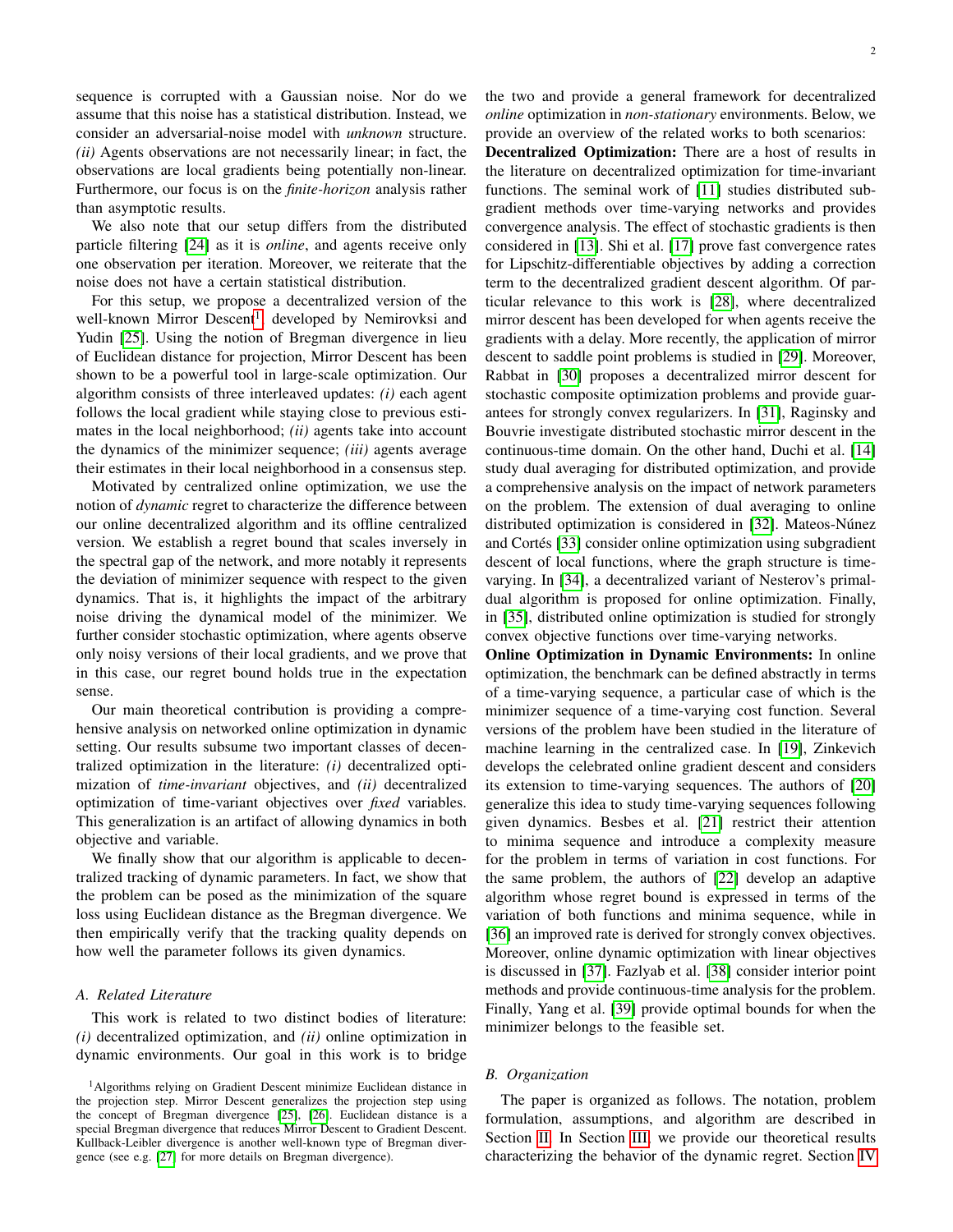sequence is corrupted with a Gaussian noise. Nor do we assume that this noise has a statistical distribution. Instead, we consider an adversarial-noise model with *unknown* structure. *(ii)* Agents observations are not necessarily linear; in fact, the observations are local gradients being potentially non-linear. Furthermore, our focus is on the *finite-horizon* analysis rather than asymptotic results.

We also note that our setup differs from the distributed particle filtering [24] as it is *online*, and agents receive only one observation per iteration. Moreover, we reiterate that the noise does not have a certain statistical distribution.

For this setup, we propose a decentralized version of the well-known Mirror Descent[1] developed by Nemirovksi and Yudin [25]. Using the notion of Bregman divergence in lieu of Euclidean distance for projection, Mirror Descent has been shown to be a powerful tool in large-scale optimization. Our algorithm consists of three interleaved updates: *(i)* each agent follows the local gradient while staying close to previous estimates in the local neighborhood; *(ii)* agents take into account the dynamics of the minimizer sequence; *(iii)* agents average their estimates in their local neighborhood in a consensus step.

Motivated by centralized online optimization, we use the notion of *dynamic* regret to characterize the difference between our online decentralized algorithm and its offline centralized version. We establish a regret bound that scales inversely in the spectral gap of the network, and more notably it represents the deviation of minimizer sequence with respect to the given dynamics. That is, it highlights the impact of the arbitrary noise driving the dynamical model of the minimizer. We further consider stochastic optimization, where agents observe only noisy versions of their local gradients, and we prove that in this case, our regret bound holds true in the expectation sense.

Our main theoretical contribution is providing a comprehensive analysis on networked online optimization in dynamic setting. Our results subsume two important classes of decentralized optimization in the literature: *(i)* decentralized optimization of *time-invariant* objectives, and *(ii)* decentralized optimization of time-variant objectives over *fixed* variables. This generalization is an artifact of allowing dynamics in both objective and variable.

We finally show that our algorithm is applicable to decentralized tracking of dynamic parameters. In fact, we show that the problem can be posed as the minimization of the square loss using Euclidean distance as the Bregman divergence. We then empirically verify that the tracking quality depends on how well the parameter follows its given dynamics.

### A. Related Literature

This work is related to two distinct bodies of literature: *(i)* decentralized optimization, and *(ii)* online optimization in dynamic environments. Our goal in this work is to bridge the two and provide a general framework for decentralized *online* optimization in *non-stationary* environments. Below, we provide an overview of the related works to both scenarios:

**Decentralized Optimization:** There are a host of results in the literature on decentralized optimization for time-invariant functions. The seminal work of [11] studies distributed subgradient methods over time-varying networks and provides convergence analysis. The effect of stochastic gradients is then considered in [13]. Shi et al. [17] prove fast convergence rates for Lipschitz-differentiable objectives by adding a correction term to the decentralized gradient descent algorithm. Of particular relevance to this work is [28], where decentralized mirror descent has been developed for when agents receive the gradients with a delay. More recently, the application of mirror descent to saddle point problems is studied in [29]. Moreover, Rabbat in [30] proposes a decentralized mirror descent for stochastic composite optimization problems and provide guarantees for strongly convex regularizers. In [31], Raginsky and Bouvrie investigate distributed stochastic mirror descent in the continuous-time domain. On the other hand, Duchi et al. [14] study dual averaging for distributed optimization, and provide a comprehensive analysis on the impact of network parameters on the problem. The extension of dual averaging to online distributed optimization is considered in [32]. Mateos-Núnez and Cortés [33] consider online optimization using subgradient descent of local functions, where the graph structure is time-varying. In [34], a decentralized variant of Nesterov's primal-dual algorithm is proposed for online optimization. Finally, in [35], distributed online optimization is studied for strongly convex objective functions over time-varying networks.

**Online Optimization in Dynamic Environments:** In online optimization, the benchmark can be defined abstractly in terms of a time-varying sequence, a particular case of which is the minimizer sequence of a time-varying cost function. Several versions of the problem have been studied in the literature of machine learning in the centralized case. In [19], Zinkevich develops the celebrated online gradient descent and considers its extension to time-varying sequences. The authors of [20] generalize this idea to study time-varying sequences following given dynamics. Besbes et al. [21] restrict their attention to minima sequence and introduce a complexity measure for the problem in terms of variation in cost functions. For the same problem, the authors of [22] develop an adaptive algorithm whose regret bound is expressed in terms of the variation of both functions and minima sequence, while in [36] an improved rate is derived for strongly convex objectives. Moreover, online dynamic optimization with linear objectives is discussed in [37]. Fazlyab et al. [38] consider interior point methods and provide continuous-time analysis for the problem. Finally, Yang et al. [39] provide optimal bounds for when the minimizer belongs to the feasible set.

### B. Organization

The paper is organized as follows. The notation, problem formulation, assumptions, and algorithm are described in Section II. In Section III, we provide our theoretical results characterizing the behavior of the dynamic regret. Section IV

[1] Algorithms relying on Gradient Descent minimize Euclidean distance in the projection step. Mirror Descent generalizes the projection step using the concept of Bregman divergence [25], [26]. Euclidean distance is a special Bregman divergence that reduces Mirror Descent to Gradient Descent. Kullback-Leibler divergence is another well-known type of Bregman divergence (see e.g. [27] for more details on Bregman divergence).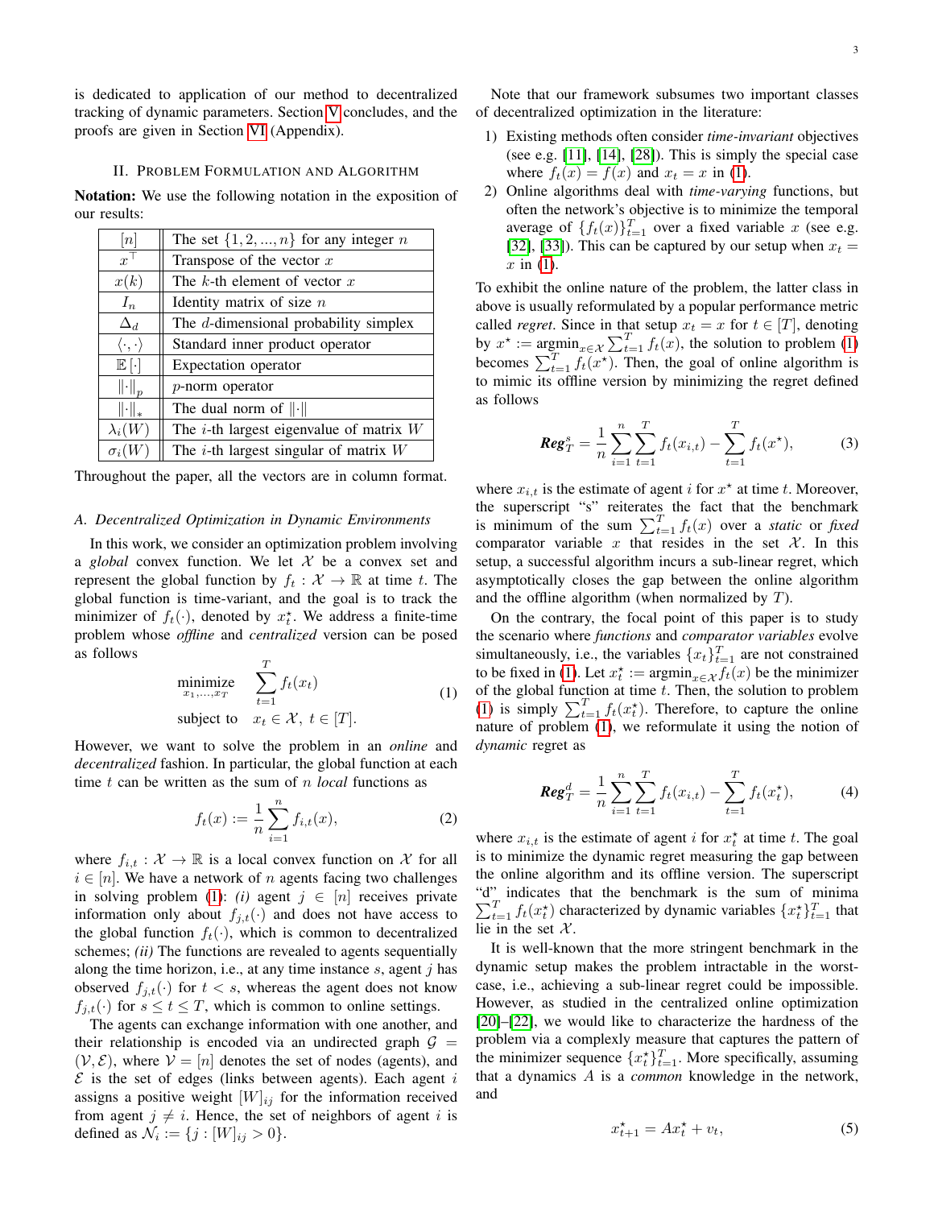is dedicated to application of our method to decentralized tracking of dynamic parameters. Section V concludes, and the proofs are given in Section VI (Appendix).

## II. Problem Formulation and Algorithm

**Notation:** We use the following notation in the exposition of our results:

| | |
|---|---|
| $[n]$ | The set $\{1, 2, ..., n\}$ for any integer $n$ |
| $x^\top$ | Transpose of the vector $x$ |
| $x(k)$ | The $k$-th element of vector $x$ |
| $I_n$ | Identity matrix of size $n$ |
| $\Delta_d$ | The $d$-dimensional probability simplex |
| $\langle \cdot, \cdot \rangle$ | Standard inner product operator |
| $\mathbb{E}[\cdot]$ | Expectation operator |
| $\|\cdot\|_p$ | $p$-norm operator |
| $\|\cdot\|_*$ | The dual norm of $\|\cdot\|$ |
| $\lambda_i(W)$ | The $i$-th largest eigenvalue of matrix $W$ |
| $\sigma_i(W)$ | The $i$-th largest singular of matrix $W$ |

Throughout the paper, all the vectors are in column format.

### A. Decentralized Optimization in Dynamic Environments

In this work, we consider an optimization problem involving a *global* convex function. We let $\mathcal{X}$ be a convex set and represent the global function by $f_t : \mathcal{X} \to \mathbb{R}$ at time $t$. The global function is time-variant, and the goal is to track the minimizer of $f_t(\cdot)$, denoted by $x_t^\star$. We address a finite-time problem whose *offline* and *centralized* version can be posed as follows

$$\begin{aligned} \underset{x_1,\ldots,x_T}{\text{minimize}} \quad & \sum_{t=1}^{T} f_t(x_t) \\ \text{subject to} \quad & x_t \in \mathcal{X},\ t \in [T]. \end{aligned} \tag{1}$$

However, we want to solve the problem in an *online* and *decentralized* fashion. In particular, the global function at each time $t$ can be written as the sum of $n$ *local* functions as

$$f_t(x) := \frac{1}{n}\sum_{i=1}^{n} f_{i,t}(x), \tag{2}$$

where $f_{i,t} : \mathcal{X} \to \mathbb{R}$ is a local convex function on $\mathcal{X}$ for all $i \in [n]$. We have a network of $n$ agents facing two challenges in solving problem (1): *(i)* agent $j \in [n]$ receives private information only about $f_{j,t}(\cdot)$ and does not have access to the global function $f_t(\cdot)$, which is common to decentralized schemes; *(ii)* The functions are revealed to agents sequentially along the time horizon, i.e., at any time instance $s$, agent $j$ has observed $f_{j,t}(\cdot)$ for $t < s$, whereas the agent does not know $f_{j,t}(\cdot)$ for $s \le t \le T$, which is common to online settings.

The agents can exchange information with one another, and their relationship is encoded via an undirected graph $\mathcal{G} = (\mathcal{V}, \mathcal{E})$, where $\mathcal{V} = [n]$ denotes the set of nodes (agents), and $\mathcal{E}$ is the set of edges (links between agents). Each agent $i$ assigns a positive weight $[W]_{ij}$ for the information received from agent $j \ne i$. Hence, the set of neighbors of agent $i$ is defined as $\mathcal{N}_i := \{j : [W]_{ij} > 0\}$.

Note that our framework subsumes two important classes of decentralized optimization in the literature:

1) Existing methods often consider *time-invariant* objectives (see e.g. [11], [14], [28]). This is simply the special case where $f_t(x) = f(x)$ and $x_t = x$ in (1).
2) Online algorithms deal with *time-varying* functions, but often the network's objective is to minimize the temporal average of $\{f_t(x)\}_{t=1}^T$ over a fixed variable $x$ (see e.g. [32], [33]). This can be captured by our setup when $x_t = x$ in (1).

To exhibit the online nature of the problem, the latter class in above is usually reformulated by a popular performance metric called *regret*. Since in that setup $x_t = x$ for $t \in [T]$, denoting by $x^\star := \text{argmin}_{x\in\mathcal{X}} \sum_{t=1}^T f_t(x)$, the solution to problem (1) becomes $\sum_{t=1}^T f_t(x^\star)$. Then, the goal of online algorithm is to mimic its offline version by minimizing the regret defined as follows

$$\textbf{\textit{Reg}}_T^s = \frac{1}{n}\sum_{i=1}^{n}\sum_{t=1}^{T} f_t(x_{i,t}) - \sum_{t=1}^{T} f_t(x^\star), \tag{3}$$

where $x_{i,t}$ is the estimate of agent $i$ for $x^\star$ at time $t$. Moreover, the superscript "s" reiterates the fact that the benchmark is minimum of the sum $\sum_{t=1}^T f_t(x)$ over a *static* or *fixed* comparator variable $x$ that resides in the set $\mathcal{X}$. In this setup, a successful algorithm incurs a sub-linear regret, which asymptotically closes the gap between the online algorithm and the offline algorithm (when normalized by $T$).

On the contrary, the focal point of this paper is to study the scenario where *functions* and *comparator variables* evolve simultaneously, i.e., the variables $\{x_t\}_{t=1}^T$ are not constrained to be fixed in (1). Let $x_t^\star := \text{argmin}_{x\in\mathcal{X}} f_t(x)$ be the minimizer of the global function at time $t$. Then, the solution to problem (1) is simply $\sum_{t=1}^T f_t(x_t^\star)$. Therefore, to capture the online nature of problem (1), we reformulate it using the notion of *dynamic* regret as

$$\textbf{\textit{Reg}}_T^d = \frac{1}{n}\sum_{i=1}^{n}\sum_{t=1}^{T} f_t(x_{i,t}) - \sum_{t=1}^{T} f_t(x_t^\star), \tag{4}$$

where $x_{i,t}$ is the estimate of agent $i$ for $x_t^\star$ at time $t$. The goal is to minimize the dynamic regret measuring the gap between the online algorithm and its offline version. The superscript "d" indicates that the benchmark is the sum of minima $\sum_{t=1}^T f_t(x_t^\star)$ characterized by dynamic variables $\{x_t^\star\}_{t=1}^T$ that lie in the set $\mathcal{X}$.

It is well-known that the more stringent benchmark in the dynamic setup makes the problem intractable in the worst-case, i.e., achieving a sub-linear regret could be impossible. However, as studied in the centralized online optimization [20]–[22], we would like to characterize the hardness of the problem via a complexly measure that captures the pattern of the minimizer sequence $\{x_t^\star\}_{t=1}^T$. More specifically, assuming that a dynamics $A$ is a *common* knowledge in the network, and

$$x_{t+1}^\star = Ax_t^\star + v_t, \tag{5}$$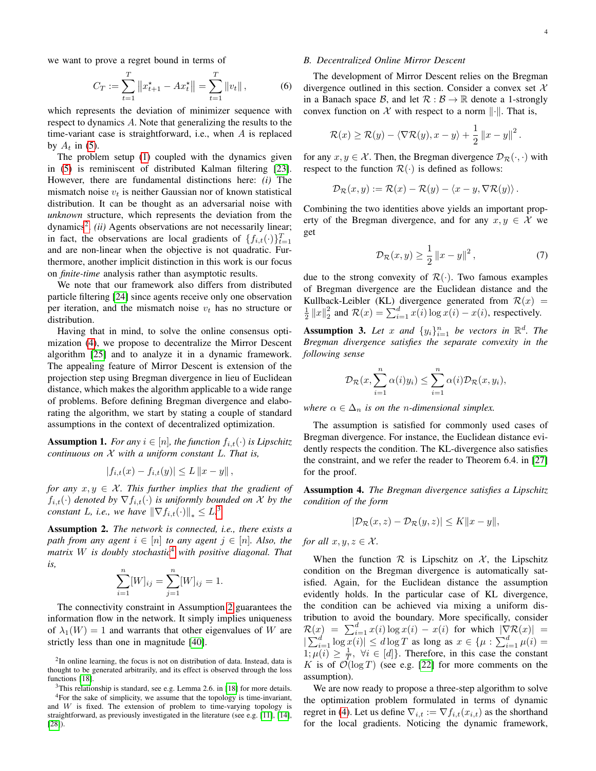we want to prove a regret bound in terms of

$$C_T := \sum_{t=1}^{T} \left\| x_{t+1}^\star - A x_t^\star \right\| = \sum_{t=1}^{T} \|v_t\| \,, \tag{6}$$

which represents the deviation of minimizer sequence with respect to dynamics $A$. Note that generalizing the results to the time-variant case is straightforward, i.e., when $A$ is replaced by $A_t$ in (5).

The problem setup (1) coupled with the dynamics given in (5) is reminiscent of distributed Kalman filtering [23]. However, there are fundamental distinctions here: *(i)* The mismatch noise $v_t$ is neither Gaussian nor of known statistical distribution. It can be thought as an adversarial noise with *unknown* structure, which represents the deviation from the dynamics[2]. *(ii)* Agents observations are not necessarily linear; in fact, the observations are local gradients of $\{f_{i,t}(\cdot)\}_{t=1}^T$ and are non-linear when the objective is not quadratic. Furthermore, another implicit distinction in this work is our focus on *finite-time* analysis rather than asymptotic results.

We note that our framework also differs from distributed particle filtering [24] since agents receive only one observation per iteration, and the mismatch noise $v_t$ has no structure or distribution.

Having that in mind, to solve the online consensus optimization (4), we propose to decentralize the Mirror Descent algorithm [25] and to analyze it in a dynamic framework. The appealing feature of Mirror Descent is extension of the projection step using Bregman divergence in lieu of Euclidean distance, which makes the algorithm applicable to a wide range of problems. Before defining Bregman divergence and elaborating the algorithm, we start by stating a couple of standard assumptions in the context of decentralized optimization.

**Assumption 1.** *For any $i \in [n]$, the function $f_{i,t}(\cdot)$ is Lipschitz continuous on $\mathcal{X}$ with a uniform constant $L$. That is,*

$$|f_{i,t}(x) - f_{i,t}(y)| \leq L \|x - y\| \,,$$

*for any $x, y \in \mathcal{X}$. This further implies that the gradient of $f_{i,t}(\cdot)$ denoted by $\nabla f_{i,t}(\cdot)$ is uniformly bounded on $\mathcal{X}$ by the constant $L$, i.e., we have $\|\nabla f_{i,t}(\cdot)\|_* \leq L$.*[3]

**Assumption 2.** *The network is connected, i.e., there exists a path from any agent $i \in [n]$ to any agent $j \in [n]$. Also, the matrix $W$ is doubly stochastic*[4] *with positive diagonal. That is,*

$$\sum_{i=1}^{n} [W]_{ij} = \sum_{j=1}^{n} [W]_{ij} = 1.$$

The connectivity constraint in Assumption 2 guarantees the information flow in the network. It simply implies uniqueness of $\lambda_1(W) = 1$ and warrants that other eigenvalues of $W$ are strictly less than one in magnitude [40].

[2] In online learning, the focus is not on distribution of data. Instead, data is thought to be generated arbitrarily, and its effect is observed through the loss functions [18].

[3] This relationship is standard, see e.g. Lemma 2.6. in [18] for more details.

[4] For the sake of simplicity, we assume that the topology is time-invariant, and $W$ is fixed. The extension of problem to time-varying topology is straightforward, as previously investigated in the literature (see e.g. [11], [14], [28]).

## B. Decentralized Online Mirror Descent

The development of Mirror Descent relies on the Bregman divergence outlined in this section. Consider a convex set $\mathcal{X}$ in a Banach space $\mathcal{B}$, and let $\mathcal{R} : \mathcal{B} \to \mathbb{R}$ denote a 1-strongly convex function on $\mathcal{X}$ with respect to a norm $\|\cdot\|$. That is,

$$\mathcal{R}(x) \geq \mathcal{R}(y) - \langle \nabla \mathcal{R}(y), x - y \rangle + \frac{1}{2} \|x - y\|^2 \,.$$

for any $x, y \in \mathcal{X}$. Then, the Bregman divergence $\mathcal{D}_{\mathcal{R}}(\cdot, \cdot)$ with respect to the function $\mathcal{R}(\cdot)$ is defined as follows:

$$\mathcal{D}_{\mathcal{R}}(x, y) := \mathcal{R}(x) - \mathcal{R}(y) - \langle x - y, \nabla \mathcal{R}(y) \rangle \,.$$

Combining the two identities above yields an important property of the Bregman divergence, and for any $x, y \in \mathcal{X}$ we get

$$\mathcal{D}_{\mathcal{R}}(x, y) \geq \frac{1}{2} \|x - y\|^2 \,, \tag{7}$$

due to the strong convexity of $\mathcal{R}(\cdot)$. Two famous examples of Bregman divergence are the Euclidean distance and the Kullback-Leibler (KL) divergence generated from $\mathcal{R}(x) = \frac{1}{2}\|x\|_2^2$ and $\mathcal{R}(x) = \sum_{i=1}^d x(i) \log x(i) - x(i)$, respectively.

**Assumption 3.** *Let $x$ and $\{y_i\}_{i=1}^n$ be vectors in $\mathbb{R}^d$. The Bregman divergence satisfies the separate convexity in the following sense*

$$\mathcal{D}_{\mathcal{R}}(x, \sum_{i=1}^{n} \alpha(i) y_i) \leq \sum_{i=1}^{n} \alpha(i) \mathcal{D}_{\mathcal{R}}(x, y_i),$$

*where $\alpha \in \Delta_n$ is on the $n$-dimensional simplex.*

The assumption is satisfied for commonly used cases of Bregman divergence. For instance, the Euclidean distance evidently respects the condition. The KL-divergence also satisfies the constraint, and we refer the reader to Theorem 6.4. in [27] for the proof.

**Assumption 4.** *The Bregman divergence satisfies a Lipschitz condition of the form*

$$|\mathcal{D}_{\mathcal{R}}(x, z) - \mathcal{D}_{\mathcal{R}}(y, z)| \leq K \|x - y\|,$$

*for all $x, y, z \in \mathcal{X}$.*

When the function $\mathcal{R}$ is Lipschitz on $\mathcal{X}$, the Lipschitz condition on the Bregman divergence is automatically satisfied. Again, for the Euclidean distance the assumption evidently holds. In the particular case of KL divergence, the condition can be achieved via mixing a uniform distribution to avoid the boundary. More specifically, consider $\mathcal{R}(x) = \sum_{i=1}^d x(i) \log x(i) - x(i)$ for which $|\nabla \mathcal{R}(x)| = |\sum_{i=1}^d \log x(i)| \leq d \log T$ as long as $x \in \{\mu : \sum_{i=1}^d \mu(i) = 1; \mu(i) \geq \frac{1}{T}, \ \forall i \in [d]\}$. Therefore, in this case the constant $K$ is of $\mathcal{O}(\log T)$ (see e.g. [22] for more comments on the assumption).

We are now ready to propose a three-step algorithm to solve the optimization problem formulated in terms of dynamic regret in (4). Let us define $\nabla_{i,t} := \nabla f_{i,t}(x_{i,t})$ as the shorthand for the local gradients. Noticing the dynamic framework,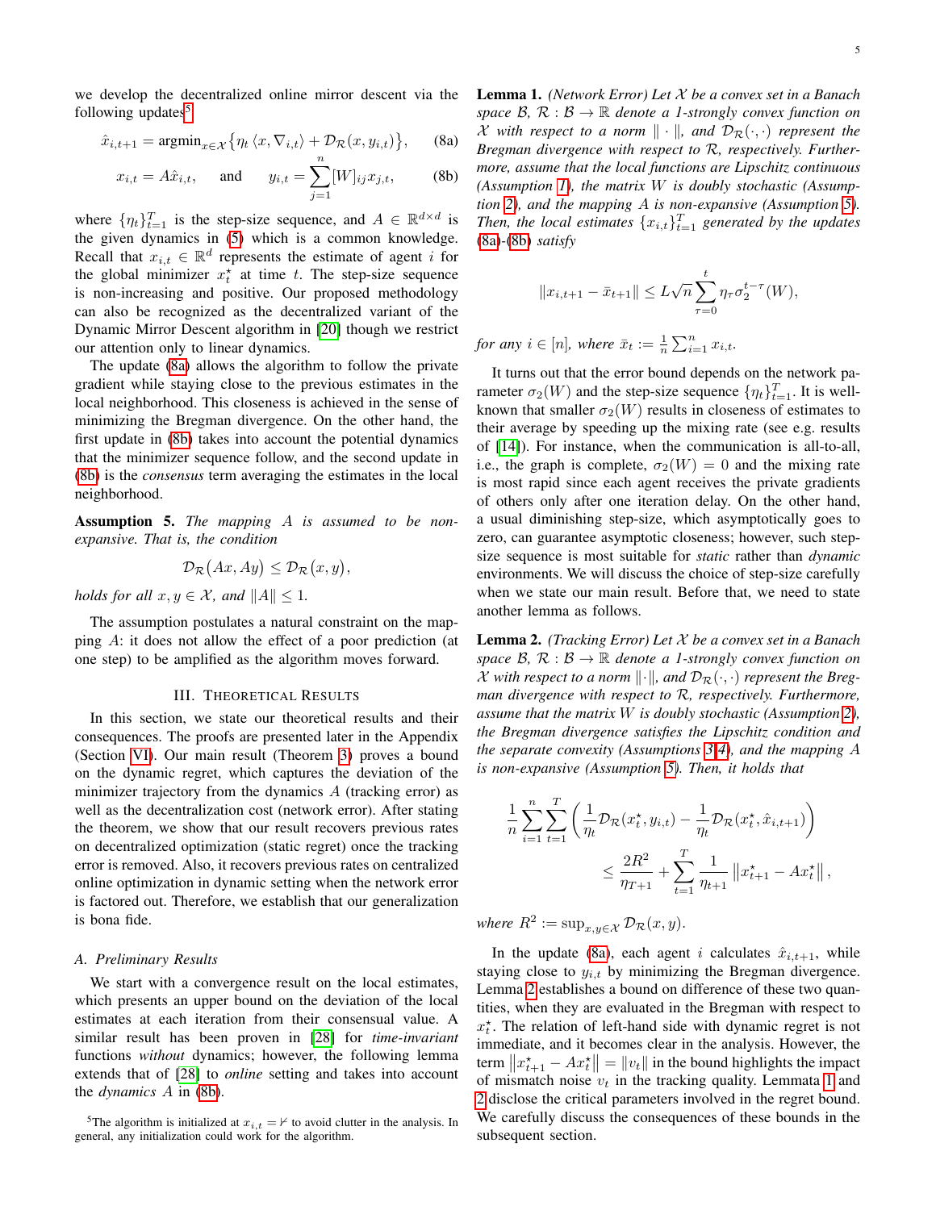we develop the decentralized online mirror descent via the following updates[5]

$$\hat{x}_{i,t+1} = \text{argmin}_{x \in \mathcal{X}} \big\{ \eta_t \langle x, \nabla_{i,t} \rangle + \mathcal{D}_{\mathcal{R}}(x, y_{i,t}) \big\}, \tag{8a}$$

$$x_{i,t} = A\hat{x}_{i,t}, \quad \text{ and } \quad y_{i,t} = \sum_{j=1}^{n} [W]_{ij} x_{j,t}, \tag{8b}$$

where $\{\eta_t\}_{t=1}^T$ is the step-size sequence, and $A \in \mathbb{R}^{d \times d}$ is the given dynamics in (5) which is a common knowledge. Recall that $x_{i,t} \in \mathbb{R}^d$ represents the estimate of agent $i$ for the global minimizer $x_t^\star$ at time $t$. The step-size sequence is non-increasing and positive. Our proposed methodology can also be recognized as the decentralized variant of the Dynamic Mirror Descent algorithm in [20] though we restrict our attention only to linear dynamics.

The update (8a) allows the algorithm to follow the private gradient while staying close to the previous estimates in the local neighborhood. This closeness is achieved in the sense of minimizing the Bregman divergence. On the other hand, the first update in (8b) takes into account the potential dynamics that the minimizer sequence follow, and the second update in (8b) is the *consensus* term averaging the estimates in the local neighborhood.

**Assumption 5.** *The mapping $A$ is assumed to be non-expansive. That is, the condition*

$$\mathcal{D}_{\mathcal{R}}\big(Ax, Ay\big) \le \mathcal{D}_{\mathcal{R}}\big(x, y\big),$$

*holds for all $x, y \in \mathcal{X}$, and $\|A\| \le 1$.*

The assumption postulates a natural constraint on the mapping $A$: it does not allow the effect of a poor prediction (at one step) to be amplified as the algorithm moves forward.

## III. Theoretical Results

In this section, we state our theoretical results and their consequences. The proofs are presented later in the Appendix (Section VI). Our main result (Theorem 3) proves a bound on the dynamic regret, which captures the deviation of the minimizer trajectory from the dynamics $A$ (tracking error) as well as the decentralization cost (network error). After stating the theorem, we show that our result recovers previous rates on decentralized optimization (static regret) once the tracking error is removed. Also, it recovers previous rates on centralized online optimization in dynamic setting when the network error is factored out. Therefore, we establish that our generalization is bona fide.

### A. Preliminary Results

We start with a convergence result on the local estimates, which presents an upper bound on the deviation of the local estimates at each iteration from their consensual value. A similar result has been proven in [28] for *time-invariant* functions *without* dynamics; however, the following lemma extends that of [28] to *online* setting and takes into account the *dynamics* $A$ in (8b).

[5] The algorithm is initialized at $x_{i,t} = \mathbb{0}$ to avoid clutter in the analysis. In general, any initialization could work for the algorithm.

**Lemma 1.** *(Network Error) Let $\mathcal{X}$ be a convex set in a Banach space $\mathcal{B}$, $\mathcal{R} : \mathcal{B} \to \mathbb{R}$ denote a 1-strongly convex function on $\mathcal{X}$ with respect to a norm $\|\cdot\|$, and $\mathcal{D}_{\mathcal{R}}(\cdot, \cdot)$ represent the Bregman divergence with respect to $\mathcal{R}$, respectively. Furthermore, assume that the local functions are Lipschitz continuous (Assumption 1), the matrix $W$ is doubly stochastic (Assumption 2), and the mapping $A$ is non-expansive (Assumption 5). Then, the local estimates $\{x_{i,t}\}_{t=1}^T$ generated by the updates (8a)-(8b) satisfy*

$$\|x_{i,t+1} - \bar{x}_{t+1}\| \le L\sqrt{n} \sum_{\tau=0}^{t} \eta_\tau \sigma_2^{t-\tau}(W),$$

*for any $i \in [n]$, where $\bar{x}_t := \frac{1}{n}\sum_{i=1}^n x_{i,t}$.*

It turns out that the error bound depends on the network parameter $\sigma_2(W)$ and the step-size sequence $\{\eta_t\}_{t=1}^T$. It is well-known that smaller $\sigma_2(W)$ results in closeness of estimates to their average by speeding up the mixing rate (see e.g. results of [14]). For instance, when the communication is all-to-all, i.e., the graph is complete, $\sigma_2(W) = 0$ and the mixing rate is most rapid since each agent receives the private gradients of others only after one iteration delay. On the other hand, a usual diminishing step-size, which asymptotically goes to zero, can guarantee asymptotic closeness; however, such step-size sequence is most suitable for *static* rather than *dynamic* environments. We will discuss the choice of step-size carefully when we state our main result. Before that, we need to state another lemma as follows.

**Lemma 2.** *(Tracking Error) Let $\mathcal{X}$ be a convex set in a Banach space $\mathcal{B}$, $\mathcal{R} : \mathcal{B} \to \mathbb{R}$ denote a 1-strongly convex function on $\mathcal{X}$ with respect to a norm $\|\cdot\|$, and $\mathcal{D}_{\mathcal{R}}(\cdot, \cdot)$ represent the Bregman divergence with respect to $\mathcal{R}$, respectively. Furthermore, assume that the matrix $W$ is doubly stochastic (Assumption 2), the Bregman divergence satisfies the Lipschitz condition and the separate convexity (Assumptions 3-4), and the mapping $A$ is non-expansive (Assumption 5). Then, it holds that*

$$\frac{1}{n}\sum_{i=1}^{n}\sum_{t=1}^{T}\left(\frac{1}{\eta_t}\mathcal{D}_{\mathcal{R}}(x_t^\star, y_{i,t}) - \frac{1}{\eta_t}\mathcal{D}_{\mathcal{R}}(x_t^\star, \hat{x}_{i,t+1})\right) \le \frac{2R^2}{\eta_{T+1}} + \sum_{t=1}^{T}\frac{1}{\eta_{t+1}}\left\|x_{t+1}^\star - Ax_t^\star\right\|,$$

*where $R^2 := \sup_{x,y \in \mathcal{X}} \mathcal{D}_{\mathcal{R}}(x, y)$.*

In the update (8a), each agent $i$ calculates $\hat{x}_{i,t+1}$, while staying close to $y_{i,t}$ by minimizing the Bregman divergence. Lemma 2 establishes a bound on difference of these two quantities, when they are evaluated in the Bregman with respect to $x_t^\star$. The relation of left-hand side with dynamic regret is not immediate, and it becomes clear in the analysis. However, the term $\left\|x_{t+1}^\star - Ax_t^\star\right\| = \|v_t\|$ in the bound highlights the impact of mismatch noise $v_t$ in the tracking quality. Lemmata 1 and 2 disclose the critical parameters involved in the regret bound. We carefully discuss the consequences of these bounds in the subsequent section.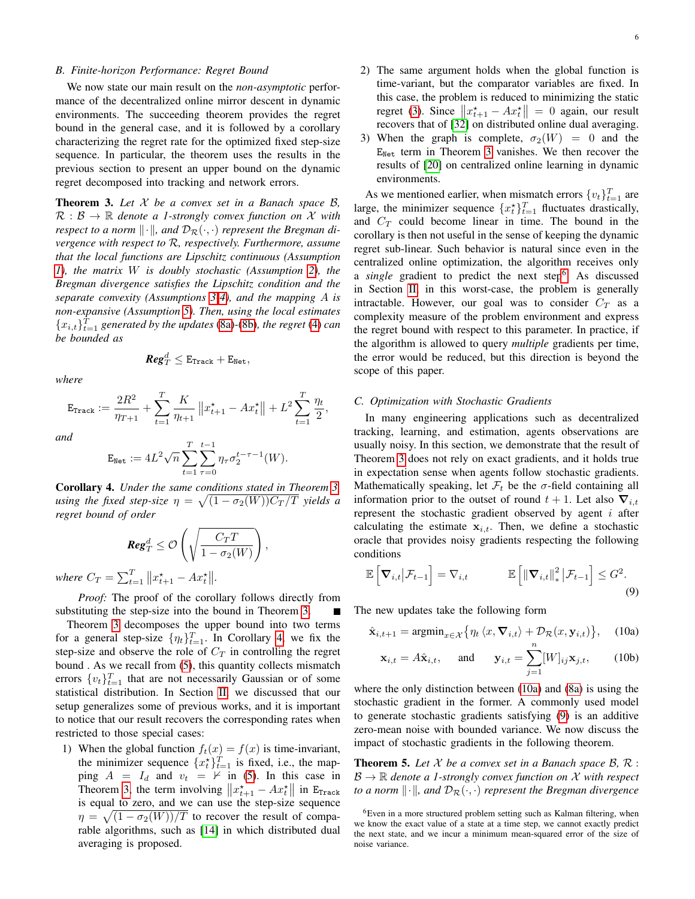### B. Finite-horizon Performance: Regret Bound

We now state our main result on the *non-asymptotic* performance of the decentralized online mirror descent in dynamic environments. The succeeding theorem provides the regret bound in the general case, and it is followed by a corollary characterizing the regret rate for the optimized fixed step-size sequence. In particular, the theorem uses the results in the previous section to present an upper bound on the dynamic regret decomposed into tracking and network errors.

**Theorem 3.** *Let $\mathcal{X}$ be a convex set in a Banach space $\mathcal{B}$, $\mathcal{R} : \mathcal{B} \to \mathbb{R}$ denote a 1-strongly convex function on $\mathcal{X}$ with respect to a norm $\|\cdot\|$, and $\mathcal{D}_{\mathcal{R}}(\cdot,\cdot)$ represent the Bregman divergence with respect to $\mathcal{R}$, respectively. Furthermore, assume that the local functions are Lipschitz continuous (Assumption 1), the matrix $W$ is doubly stochastic (Assumption 2), the Bregman divergence satisfies the Lipschitz condition and the separate convexity (Assumptions 3-4), and the mapping $A$ is non-expansive (Assumption 5). Then, using the local estimates $\{x_{i,t}\}_{t=1}^{T}$ generated by the updates (8a)-(8b), the regret (4) can be bounded as*

$$\textit{\textbf{Reg}}_T^d \leq \mathtt{E}_{\mathtt{Track}} + \mathtt{E}_{\mathtt{Net}},$$

*where*

$$\mathtt{E}_{\mathtt{Track}} := \frac{2R^2}{\eta_{T+1}} + \sum_{t=1}^{T} \frac{K}{\eta_{t+1}} \left\| x_{t+1}^\star - Ax_t^\star \right\| + L^2 \sum_{t=1}^{T} \frac{\eta_t}{2},$$

*and*

$$\mathtt{E}_{\mathtt{Net}} := 4L^2\sqrt{n} \sum_{t=1}^{T} \sum_{\tau=0}^{t-1} \eta_\tau \sigma_2^{t-\tau-1}(W).$$

**Corollary 4.** *Under the same conditions stated in Theorem 3 using the fixed step-size $\eta = \sqrt{(1-\sigma_2(W))C_T/T}$ yields a regret bound of order*

$$\textit{\textbf{Reg}}_T^d \leq \mathcal{O}\left(\sqrt{\frac{C_T T}{1-\sigma_2(W)}}\right),$$

*where $C_T = \sum_{t=1}^{T} \left\| x_{t+1}^\star - Ax_t^\star \right\|$.*

*Proof:* The proof of the corollary follows directly from substituting the step-size into the bound in Theorem 3. ∎

Theorem 3 decomposes the upper bound into two terms for a general step-size $\{\eta_t\}_{t=1}^{T}$. In Corollary 4, we fix the step-size and observe the role of $C_T$ in controlling the regret bound . As we recall from (5), this quantity collects mismatch errors $\{v_t\}_{t=1}^{T}$ that are not necessarily Gaussian or of some statistical distribution. In Section III, we discussed that our setup generalizes some of previous works, and it is important to notice that our result recovers the corresponding rates when restricted to those special cases:

1) When the global function $f_t(x) = f(x)$ is time-invariant, the minimizer sequence $\{x_t^\star\}_{t=1}^{T}$ is fixed, i.e., the mapping $A = I_d$ and $v_t = \not{0}$ in (5). In this case in Theorem 3, the term involving $\left\| x_{t+1}^\star - Ax_t^\star \right\|$ in $\mathtt{E}_{\mathtt{Track}}$ is equal to zero, and we can use the step-size sequence $\eta = \sqrt{(1-\sigma_2(W))/T}$ to recover the result of comparable algorithms, such as [14] in which distributed dual averaging is proposed.
2) The same argument holds when the global function is time-variant, but the comparator variables are fixed. In this case, the problem is reduced to minimizing the static regret (3). Since $\left\| x_{t+1}^\star - Ax_t^\star \right\| = 0$ again, our result recovers that of [32] on distributed online dual averaging.
3) When the graph is complete, $\sigma_2(W) = 0$ and the $\mathtt{E}_{\mathtt{Net}}$ term in Theorem 3 vanishes. We then recover the results of [20] on centralized online learning in dynamic environments.

As we mentioned earlier, when mismatch errors $\{v_t\}_{t=1}^{T}$ are large, the minimizer sequence $\{x_t^\star\}_{t=1}^{T}$ fluctuates drastically, and $C_T$ could become linear in time. The bound in the corollary is then not useful in the sense of keeping the dynamic regret sub-linear. Such behavior is natural since even in the centralized online optimization, the algorithm receives only a *single* gradient to predict the next step[6]. As discussed in Section II, in this worst-case, the problem is generally intractable. However, our goal was to consider $C_T$ as a complexity measure of the problem environment and express the regret bound with respect to this parameter. In practice, if the algorithm is allowed to query *multiple* gradients per time, the error would be reduced, but this direction is beyond the scope of this paper.

### C. Optimization with Stochastic Gradients

In many engineering applications such as decentralized tracking, learning, and estimation, agents observations are usually noisy. In this section, we demonstrate that the result of Theorem 3 does not rely on exact gradients, and it holds true in expectation sense when agents follow stochastic gradients. Mathematically speaking, let $\mathcal{F}_t$ be the $\sigma$-field containing all information prior to the outset of round $t+1$. Let also $\boldsymbol{\nabla}_{i,t}$ represent the stochastic gradient observed by agent $i$ after calculating the estimate $\mathbf{x}_{i,t}$. Then, we define a stochastic oracle that provides noisy gradients respecting the following conditions

$$\mathbb{E}\left[\boldsymbol{\nabla}_{i,t} \middle| \mathcal{F}_{t-1}\right] = \nabla_{i,t} \qquad \mathbb{E}\left[\left\|\boldsymbol{\nabla}_{i,t}\right\|_*^2 \middle| \mathcal{F}_{t-1}\right] \leq G^2. \tag{9}$$

The new updates take the following form

$$\hat{\mathbf{x}}_{i,t+1} = \operatorname{argmin}_{x\in\mathcal{X}} \left\{ \eta_t \left\langle x, \boldsymbol{\nabla}_{i,t} \right\rangle + \mathcal{D}_{\mathcal{R}}(x, \mathbf{y}_{i,t}) \right\}, \tag{10a}$$

$$\mathbf{x}_{i,t} = A\hat{\mathbf{x}}_{i,t}, \quad \text{and} \quad \mathbf{y}_{i,t} = \sum_{j=1}^{n} [W]_{ij} \mathbf{x}_{j,t}, \tag{10b}$$

where the only distinction between (10a) and (8a) is using the stochastic gradient in the former. A commonly used model to generate stochastic gradients satisfying (9) is an additive zero-mean noise with bounded variance. We now discuss the impact of stochastic gradients in the following theorem.

**Theorem 5.** *Let $\mathcal{X}$ be a convex set in a Banach space $\mathcal{B}$, $\mathcal{R} : \mathcal{B} \to \mathbb{R}$ denote a 1-strongly convex function on $\mathcal{X}$ with respect to a norm $\|\cdot\|$, and $\mathcal{D}_{\mathcal{R}}(\cdot,\cdot)$ represent the Bregman divergence*

[6] Even in a more structured problem setting such as Kalman filtering, when we know the exact value of a state at a time step, we cannot exactly predict the next state, and we incur a minimum mean-squared error of the size of noise variance.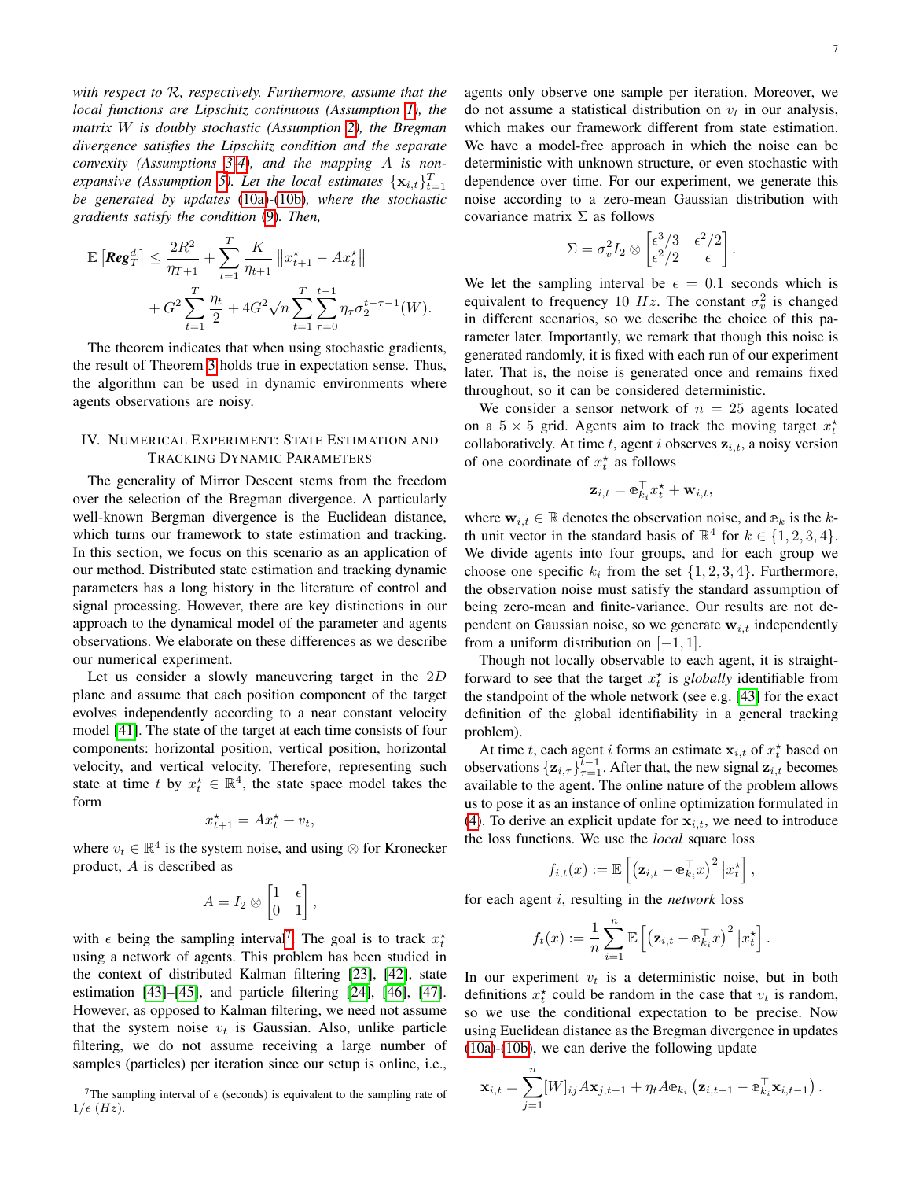*with respect to $\mathcal{R}$, respectively. Furthermore, assume that the local functions are Lipschitz continuous (Assumption 1), the matrix $W$ is doubly stochastic (Assumption 2), the Bregman divergence satisfies the Lipschitz condition and the separate convexity (Assumptions 3-4), and the mapping $A$ is non-expansive (Assumption 5). Let the local estimates $\{\mathbf{x}_{i,t}\}_{t=1}^T$ be generated by updates (10a)-(10b), where the stochastic gradients satisfy the condition (9). Then,*

$$\mathbb{E}\left[\boldsymbol{Reg}_T^d\right] \leq \frac{2R^2}{\eta_{T+1}} + \sum_{t=1}^{T} \frac{K}{\eta_{t+1}} \left\|x_{t+1}^{\star} - Ax_t^{\star}\right\| + G^2 \sum_{t=1}^{T} \frac{\eta_t}{2} + 4G^2\sqrt{n} \sum_{t=1}^{T} \sum_{\tau=0}^{t-1} \eta_\tau \sigma_2^{t-\tau-1}(W).$$

The theorem indicates that when using stochastic gradients, the result of Theorem 3 holds true in expectation sense. Thus, the algorithm can be used in dynamic environments where agents observations are noisy.

## IV. Numerical Experiment: State Estimation and Tracking Dynamic Parameters

The generality of Mirror Descent stems from the freedom over the selection of the Bregman divergence. A particularly well-known Bergman divergence is the Euclidean distance, which turns our framework to state estimation and tracking. In this section, we focus on this scenario as an application of our method. Distributed state estimation and tracking dynamic parameters has a long history in the literature of control and signal processing. However, there are key distinctions in our approach to the dynamical model of the parameter and agents observations. We elaborate on these differences as we describe our numerical experiment.

Let us consider a slowly maneuvering target in the $2D$ plane and assume that each position component of the target evolves independently according to a near constant velocity model [41]. The state of the target at each time consists of four components: horizontal position, vertical position, horizontal velocity, and vertical velocity. Therefore, representing such state at time $t$ by $x_t^\star \in \mathbb{R}^4$, the state space model takes the form

$$x_{t+1}^\star = Ax_t^\star + v_t,$$

where $v_t \in \mathbb{R}^4$ is the system noise, and using $\otimes$ for Kronecker product, $A$ is described as

$$A = I_2 \otimes \begin{bmatrix} 1 & \epsilon \\ 0 & 1 \end{bmatrix},$$

with $\epsilon$ being the sampling interval[7]. The goal is to track $x_t^\star$ using a network of agents. This problem has been studied in the context of distributed Kalman filtering [23], [42], state estimation [43]–[45], and particle filtering [24], [46], [47]. However, as opposed to Kalman filtering, we need not assume that the system noise $v_t$ is Gaussian. Also, unlike particle filtering, we do not assume receiving a large number of samples (particles) per iteration since our setup is online, i.e., agents only observe one sample per iteration. Moreover, we do not assume a statistical distribution on $v_t$ in our analysis, which makes our framework different from state estimation. We have a model-free approach in which the noise can be deterministic with unknown structure, or even stochastic with dependence over time. For our experiment, we generate this noise according to a zero-mean Gaussian distribution with covariance matrix $\Sigma$ as follows

$$\Sigma = \sigma_v^2 I_2 \otimes \begin{bmatrix} \epsilon^3/3 & \epsilon^2/2 \\ \epsilon^2/2 & \epsilon \end{bmatrix}.$$

We let the sampling interval be $\epsilon = 0.1$ seconds which is equivalent to frequency $10\ Hz$. The constant $\sigma_v^2$ is changed in different scenarios, so we describe the choice of this parameter later. Importantly, we remark that though this noise is generated randomly, it is fixed with each run of our experiment later. That is, the noise is generated once and remains fixed throughout, so it can be considered deterministic.

We consider a sensor network of $n = 25$ agents located on a $5 \times 5$ grid. Agents aim to track the moving target $x_t^\star$ collaboratively. At time $t$, agent $i$ observes $\mathbf{z}_{i,t}$, a noisy version of one coordinate of $x_t^\star$ as follows

$$\mathbf{z}_{i,t} = \mathbb{e}_{k_i}^\top x_t^\star + \mathbf{w}_{i,t},$$

where $\mathbf{w}_{i,t} \in \mathbb{R}$ denotes the observation noise, and $\mathbb{e}_k$ is the $k$-th unit vector in the standard basis of $\mathbb{R}^4$ for $k \in \{1, 2, 3, 4\}$. We divide agents into four groups, and for each group we choose one specific $k_i$ from the set $\{1, 2, 3, 4\}$. Furthermore, the observation noise must satisfy the standard assumption of being zero-mean and finite-variance. Our results are not dependent on Gaussian noise, so we generate $\mathbf{w}_{i,t}$ independently from a uniform distribution on $[-1, 1]$.

Though not locally observable to each agent, it is straightforward to see that the target $x_t^\star$ is *globally* identifiable from the standpoint of the whole network (see e.g. [43] for the exact definition of the global identifiability in a general tracking problem).

At time $t$, each agent $i$ forms an estimate $\mathbf{x}_{i,t}$ of $x_t^\star$ based on observations $\{\mathbf{z}_{i,\tau}\}_{\tau=1}^{t-1}$. After that, the new signal $\mathbf{z}_{i,t}$ becomes available to the agent. The online nature of the problem allows us to pose it as an instance of online optimization formulated in (4). To derive an explicit update for $\mathbf{x}_{i,t}$, we need to introduce the loss functions. We use the *local* square loss

$$f_{i,t}(x) := \mathbb{E}\left[\left(\mathbf{z}_{i,t} - \mathbb{e}_{k_i}^\top x\right)^2 \middle| x_t^\star\right],$$

for each agent $i$, resulting in the *network* loss

$$f_t(x) := \frac{1}{n} \sum_{i=1}^{n} \mathbb{E}\left[\left(\mathbf{z}_{i,t} - \mathbb{e}_{k_i}^\top x\right)^2 \middle| x_t^\star\right].$$

In our experiment $v_t$ is a deterministic noise, but in both definitions $x_t^\star$ could be random in the case that $v_t$ is random, so we use the conditional expectation to be precise. Now using Euclidean distance as the Bregman divergence in updates (10a)-(10b), we can derive the following update

$$\mathbf{x}_{i,t} = \sum_{j=1}^{n} [W]_{ij} A\mathbf{x}_{j,t-1} + \eta_t A\mathbb{e}_{k_i}\left(\mathbf{z}_{i,t-1} - \mathbb{e}_{k_i}^\top \mathbf{x}_{i,t-1}\right).$$

[7] The sampling interval of $\epsilon$ (seconds) is equivalent to the sampling rate of $1/\epsilon$ $(Hz)$.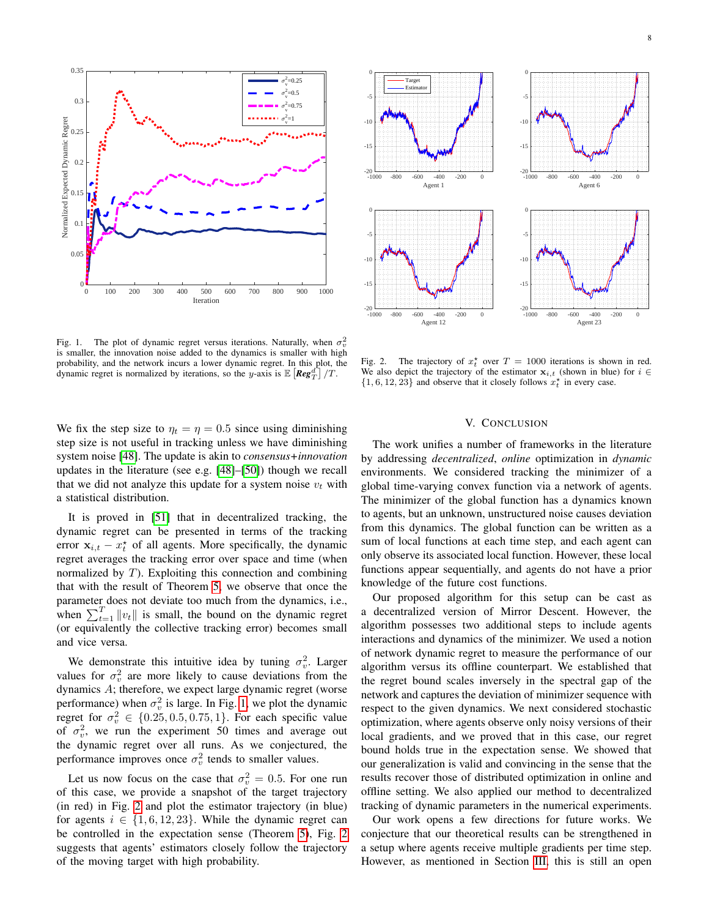Fig. 1. The plot of dynamic regret versus iterations. Naturally, when $\sigma_v^2$ is smaller, the innovation noise added to the dynamics is smaller with high probability, and the network incurs a lower dynamic regret. In this plot, the dynamic regret is normalized by iterations, so the $y$-axis is $\mathbb{E}\left[\boldsymbol{Reg}_T^d\right]/T$.

Fig. 2. The trajectory of $x_t^\star$ over $T = 1000$ iterations is shown in red. We also depict the trajectory of the estimator $\mathbf{x}_{i,t}$ (shown in blue) for $i \in \{1, 6, 12, 23\}$ and observe that it closely follows $x_t^\star$ in every case.

We fix the step size to $\eta_t = \eta = 0.5$ since using diminishing step size is not useful in tracking unless we have diminishing system noise [48]. The update is akin to *consensus+innovation* updates in the literature (see e.g. [48]–[50]) though we recall that we did not analyze this update for a system noise $v_t$ with a statistical distribution.

It is proved in [51] that in decentralized tracking, the dynamic regret can be presented in terms of the tracking error $\mathbf{x}_{i,t} - x_t^\star$ of all agents. More specifically, the dynamic regret averages the tracking error over space and time (when normalized by $T$). Exploiting this connection and combining that with the result of Theorem 5, we observe that once the parameter does not deviate too much from the dynamics, i.e., when $\sum_{t=1}^{T} \|v_t\|$ is small, the bound on the dynamic regret (or equivalently the collective tracking error) becomes small and vice versa.

We demonstrate this intuitive idea by tuning $\sigma_v^2$. Larger values for $\sigma_v^2$ are more likely to cause deviations from the dynamics $A$; therefore, we expect large dynamic regret (worse performance) when $\sigma_v^2$ is large. In Fig. 1, we plot the dynamic regret for $\sigma_v^2 \in \{0.25, 0.5, 0.75, 1\}$. For each specific value of $\sigma_v^2$, we run the experiment 50 times and average out the dynamic regret over all runs. As we conjectured, the performance improves once $\sigma_v^2$ tends to smaller values.

Let us now focus on the case that $\sigma_v^2 = 0.5$. For one run of this case, we provide a snapshot of the target trajectory (in red) in Fig. 2 and plot the estimator trajectory (in blue) for agents $i \in \{1, 6, 12, 23\}$. While the dynamic regret can be controlled in the expectation sense (Theorem 5), Fig. 2 suggests that agents' estimators closely follow the trajectory of the moving target with high probability.

## V. Conclusion

The work unifies a number of frameworks in the literature by addressing *decentralized*, *online* optimization in *dynamic* environments. We considered tracking the minimizer of a global time-varying convex function via a network of agents. The minimizer of the global function has a dynamics known to agents, but an unknown, unstructured noise causes deviation from this dynamics. The global function can be written as a sum of local functions at each time step, and each agent can only observe its associated local function. However, these local functions appear sequentially, and agents do not have a prior knowledge of the future cost functions.

Our proposed algorithm for this setup can be cast as a decentralized version of Mirror Descent. However, the algorithm possesses two additional steps to include agents interactions and dynamics of the minimizer. We used a notion of network dynamic regret to measure the performance of our algorithm versus its offline counterpart. We established that the regret bound scales inversely in the spectral gap of the network and captures the deviation of minimizer sequence with respect to the given dynamics. We next considered stochastic optimization, where agents observe only noisy versions of their local gradients, and we proved that in this case, our regret bound holds true in the expectation sense. We showed that our generalization is valid and convincing in the sense that the results recover those of distributed optimization in online and offline setting. We also applied our method to decentralized tracking of dynamic parameters in the numerical experiments.

Our work opens a few directions for future works. We conjecture that our theoretical results can be strengthened in a setup where agents receive multiple gradients per time step. However, as mentioned in Section III, this is still an open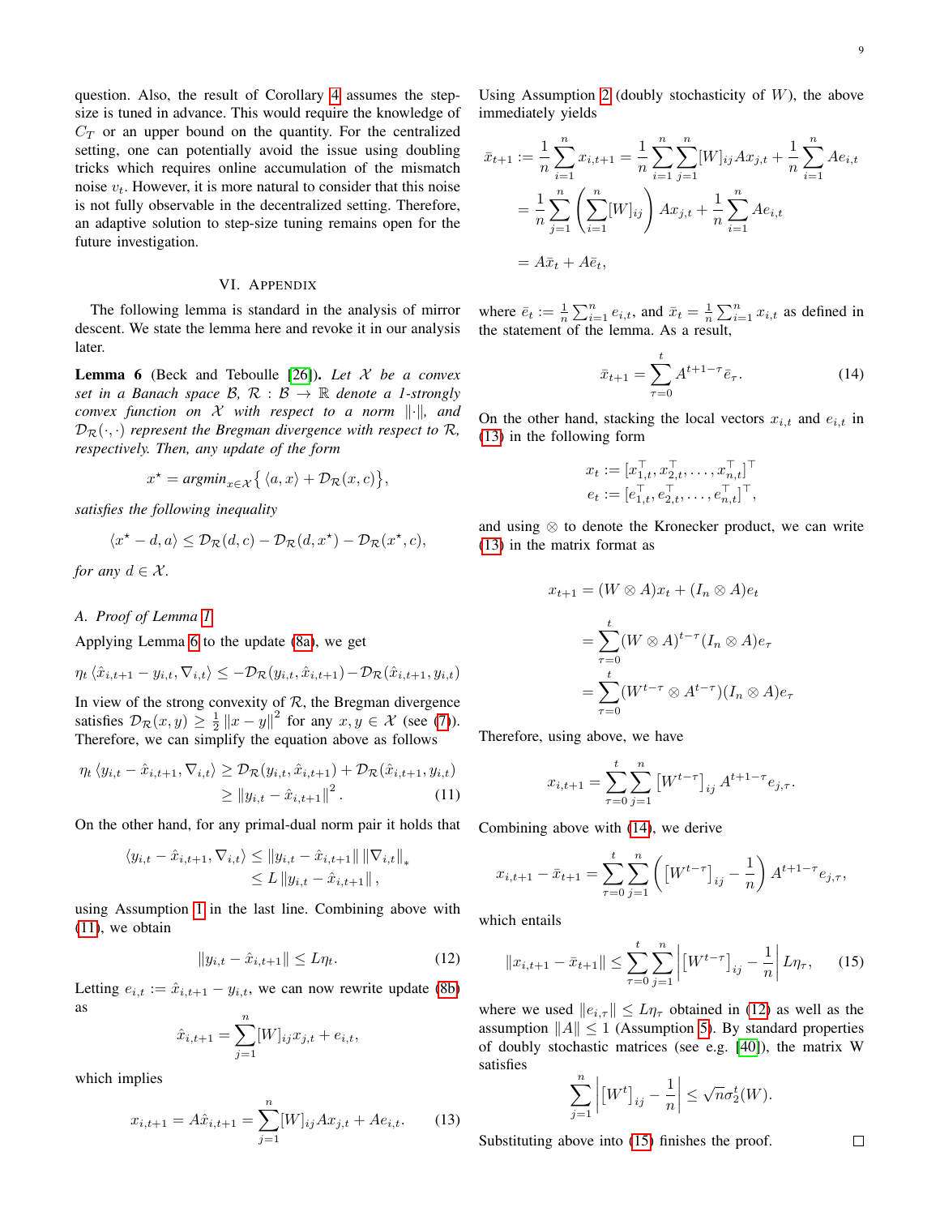question. Also, the result of Corollary 4 assumes the step-size is tuned in advance. This would require the knowledge of $C_T$ or an upper bound on the quantity. For the centralized setting, one can potentially avoid the issue using doubling tricks which requires online accumulation of the mismatch noise $v_t$. However, it is more natural to consider that this noise is not fully observable in the decentralized setting. Therefore, an adaptive solution to step-size tuning remains open for the future investigation.

# VI. Appendix

The following lemma is standard in the analysis of mirror descent. We state the lemma here and revoke it in our analysis later.

**Lemma 6** (Beck and Teboulle [26]). *Let $\mathcal{X}$ be a convex set in a Banach space $\mathcal{B}$, $\mathcal{R} : \mathcal{B} \to \mathbb{R}$ denote a 1-strongly convex function on $\mathcal{X}$ with respect to a norm $\|\cdot\|$, and $\mathcal{D}_{\mathcal{R}}(\cdot, \cdot)$ represent the Bregman divergence with respect to $\mathcal{R}$, respectively. Then, any update of the form*

$$x^\star = \text{argmin}_{x \in \mathcal{X}} \big\{ \langle a, x \rangle + \mathcal{D}_{\mathcal{R}}(x, c) \big\},$$

*satisfies the following inequality*

$$\langle x^\star - d, a \rangle \leq \mathcal{D}_{\mathcal{R}}(d, c) - \mathcal{D}_{\mathcal{R}}(d, x^\star) - \mathcal{D}_{\mathcal{R}}(x^\star, c),$$

*for any $d \in \mathcal{X}$.*

## A. Proof of Lemma 1

Applying Lemma 6 to the update (8a), we get

$$\eta_t \langle \hat{x}_{i,t+1} - y_{i,t}, \nabla_{i,t} \rangle \leq -\mathcal{D}_{\mathcal{R}}(y_{i,t}, \hat{x}_{i,t+1}) - \mathcal{D}_{\mathcal{R}}(\hat{x}_{i,t+1}, y_{i,t})$$

In view of the strong convexity of $\mathcal{R}$, the Bregman divergence satisfies $\mathcal{D}_{\mathcal{R}}(x, y) \geq \frac{1}{2}\|x - y\|^2$ for any $x, y \in \mathcal{X}$ (see (7)). Therefore, we can simplify the equation above as follows

$$\begin{aligned} \eta_t \langle y_{i,t} - \hat{x}_{i,t+1}, \nabla_{i,t} \rangle &\geq \mathcal{D}_{\mathcal{R}}(y_{i,t}, \hat{x}_{i,t+1}) + \mathcal{D}_{\mathcal{R}}(\hat{x}_{i,t+1}, y_{i,t}) \\ &\geq \|y_{i,t} - \hat{x}_{i,t+1}\|^2 . \end{aligned} \tag{11}$$

On the other hand, for any primal-dual norm pair it holds that

$$\begin{aligned} \langle y_{i,t} - \hat{x}_{i,t+1}, \nabla_{i,t} \rangle &\leq \|y_{i,t} - \hat{x}_{i,t+1}\| \, \|\nabla_{i,t}\|_* \\ &\leq L \, \|y_{i,t} - \hat{x}_{i,t+1}\| , \end{aligned}$$

using Assumption 1 in the last line. Combining above with (11), we obtain

$$\|y_{i,t} - \hat{x}_{i,t+1}\| \leq L\eta_t. \tag{12}$$

Letting $e_{i,t} := \hat{x}_{i,t+1} - y_{i,t}$, we can now rewrite update (8b) as

$$\hat{x}_{i,t+1} = \sum_{j=1}^{n} [W]_{ij} x_{j,t} + e_{i,t},$$

which implies

$$x_{i,t+1} = A\hat{x}_{i,t+1} = \sum_{j=1}^{n} [W]_{ij} A x_{j,t} + A e_{i,t}. \tag{13}$$

Using Assumption 2 (doubly stochasticity of $W$), the above immediately yields

$$\begin{aligned} \bar{x}_{t+1} &:= \frac{1}{n}\sum_{i=1}^{n} x_{i,t+1} = \frac{1}{n}\sum_{i=1}^{n}\sum_{j=1}^{n} [W]_{ij} A x_{j,t} + \frac{1}{n}\sum_{i=1}^{n} A e_{i,t} \\ &= \frac{1}{n}\sum_{j=1}^{n} \left( \sum_{i=1}^{n} [W]_{ij} \right) A x_{j,t} + \frac{1}{n}\sum_{i=1}^{n} A e_{i,t} \\ &= A\bar{x}_t + A\bar{e}_t, \end{aligned}$$

where $\bar{e}_t := \frac{1}{n}\sum_{i=1}^{n} e_{i,t}$, and $\bar{x}_t = \frac{1}{n}\sum_{i=1}^{n} x_{i,t}$ as defined in the statement of the lemma. As a result,

$$\bar{x}_{t+1} = \sum_{\tau=0}^{t} A^{t+1-\tau} \bar{e}_\tau. \tag{14}$$

On the other hand, stacking the local vectors $x_{i,t}$ and $e_{i,t}$ in (13) in the following form

$$\begin{aligned} x_t &:= [x_{1,t}^\top, x_{2,t}^\top, \ldots, x_{n,t}^\top]^\top \\ e_t &:= [e_{1,t}^\top, e_{2,t}^\top, \ldots, e_{n,t}^\top]^\top, \end{aligned}$$

and using $\otimes$ to denote the Kronecker product, we can write (13) in the matrix format as

$$\begin{aligned} x_{t+1} &= (W \otimes A) x_t + (I_n \otimes A) e_t \\ &= \sum_{\tau=0}^{t} (W \otimes A)^{t-\tau} (I_n \otimes A) e_\tau \\ &= \sum_{\tau=0}^{t} (W^{t-\tau} \otimes A^{t-\tau}) (I_n \otimes A) e_\tau \end{aligned}$$

Therefore, using above, we have

$$x_{i,t+1} = \sum_{\tau=0}^{t} \sum_{j=1}^{n} \left[ W^{t-\tau} \right]_{ij} A^{t+1-\tau} e_{j,\tau}.$$

Combining above with (14), we derive

$$x_{i,t+1} - \bar{x}_{t+1} = \sum_{\tau=0}^{t} \sum_{j=1}^{n} \left( \left[ W^{t-\tau} \right]_{ij} - \frac{1}{n} \right) A^{t+1-\tau} e_{j,\tau},$$

which entails

$$\|x_{i,t+1} - \bar{x}_{t+1}\| \leq \sum_{\tau=0}^{t} \sum_{j=1}^{n} \left| \left[ W^{t-\tau} \right]_{ij} - \frac{1}{n} \right| L\eta_\tau, \tag{15}$$

where we used $\|e_{i,\tau}\| \leq L\eta_\tau$ obtained in (12) as well as the assumption $\|A\| \leq 1$ (Assumption 5). By standard properties of doubly stochastic matrices (see e.g. [40]), the matrix W satisfies

$$\sum_{j=1}^{n} \left| \left[ W^t \right]_{ij} - \frac{1}{n} \right| \leq \sqrt{n}\sigma_2^t(W).$$

Substituting above into (15) finishes the proof. □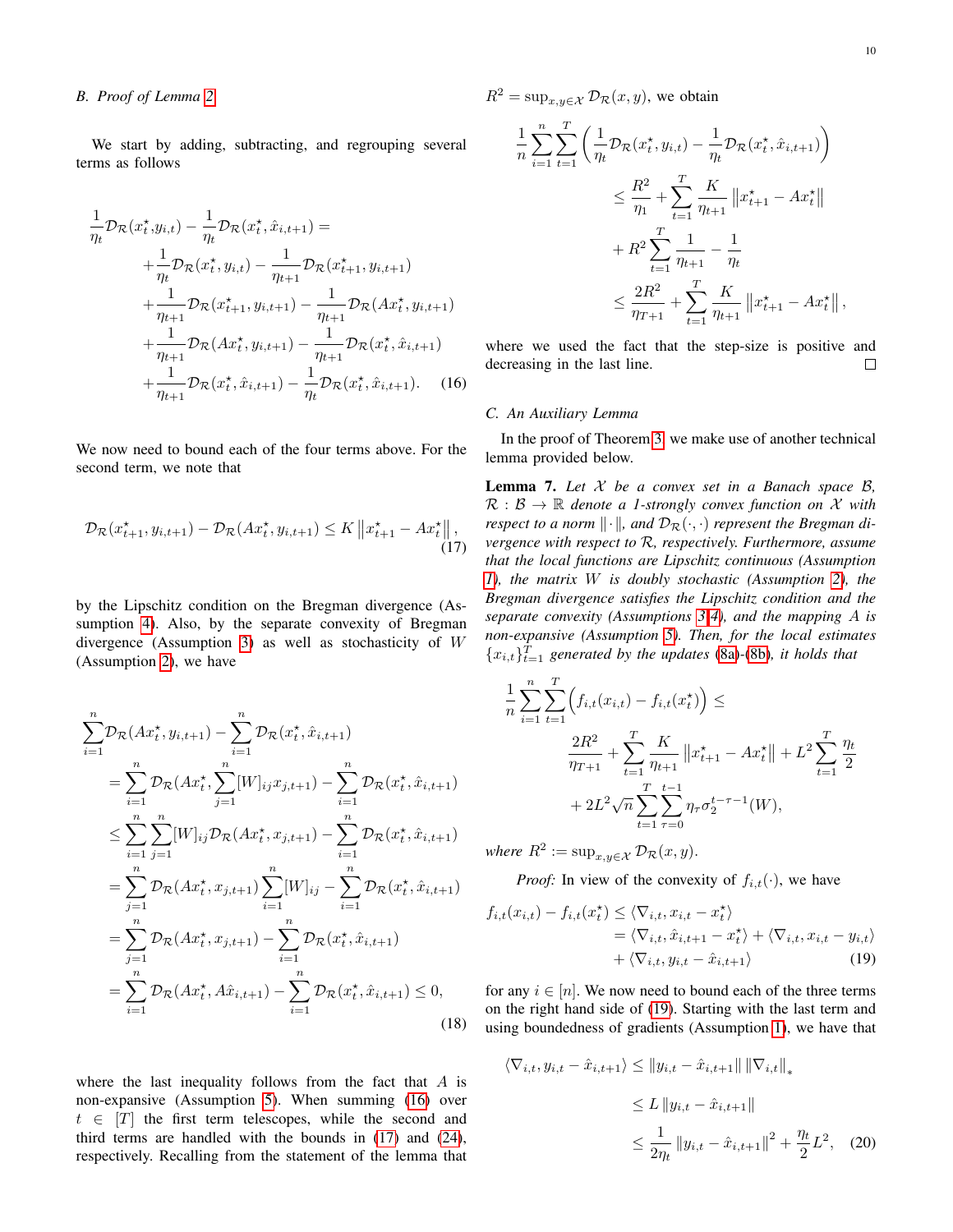### B. Proof of Lemma 2

We start by adding, subtracting, and regrouping several terms as follows

$$
\begin{aligned}
\frac{1}{\eta_t}\mathcal{D}_\mathcal{R}(x_t^\star, y_{i,t}) - \frac{1}{\eta_t}\mathcal{D}_\mathcal{R}(x_t^\star, \hat{x}_{i,t+1}) = \\
&+\frac{1}{\eta_t}\mathcal{D}_\mathcal{R}(x_t^\star, y_{i,t}) - \frac{1}{\eta_{t+1}}\mathcal{D}_\mathcal{R}(x_{t+1}^\star, y_{i,t+1}) \\
&+\frac{1}{\eta_{t+1}}\mathcal{D}_\mathcal{R}(x_{t+1}^\star, y_{i,t+1}) - \frac{1}{\eta_{t+1}}\mathcal{D}_\mathcal{R}(Ax_t^\star, y_{i,t+1}) \\
&+\frac{1}{\eta_{t+1}}\mathcal{D}_\mathcal{R}(Ax_t^\star, y_{i,t+1}) - \frac{1}{\eta_{t+1}}\mathcal{D}_\mathcal{R}(x_t^\star, \hat{x}_{i,t+1}) \\
&+\frac{1}{\eta_{t+1}}\mathcal{D}_\mathcal{R}(x_t^\star, \hat{x}_{i,t+1}) - \frac{1}{\eta_t}\mathcal{D}_\mathcal{R}(x_t^\star, \hat{x}_{i,t+1}). \quad (16)
\end{aligned}
$$

We now need to bound each of the four terms above. For the second term, we note that

$$
\mathcal{D}_\mathcal{R}(x_{t+1}^\star, y_{i,t+1}) - \mathcal{D}_\mathcal{R}(Ax_t^\star, y_{i,t+1}) \le K\left\|x_{t+1}^\star - Ax_t^\star\right\|, \quad (17)
$$

by the Lipschitz condition on the Bregman divergence (Assumption 4). Also, by the separate convexity of Bregman divergence (Assumption 3) as well as stochasticity of $W$ (Assumption 2), we have

$$
\begin{aligned}
&\sum_{i=1}^n \mathcal{D}_\mathcal{R}(Ax_t^\star, y_{i,t+1}) - \sum_{i=1}^n \mathcal{D}_\mathcal{R}(x_t^\star, \hat{x}_{i,t+1}) \\
&= \sum_{i=1}^n \mathcal{D}_\mathcal{R}(Ax_t^\star, \sum_{j=1}^n [W]_{ij} x_{j,t+1}) - \sum_{i=1}^n \mathcal{D}_\mathcal{R}(x_t^\star, \hat{x}_{i,t+1}) \\
&\le \sum_{i=1}^n \sum_{j=1}^n [W]_{ij} \mathcal{D}_\mathcal{R}(Ax_t^\star, x_{j,t+1}) - \sum_{i=1}^n \mathcal{D}_\mathcal{R}(x_t^\star, \hat{x}_{i,t+1}) \\
&= \sum_{j=1}^n \mathcal{D}_\mathcal{R}(Ax_t^\star, x_{j,t+1}) \sum_{i=1}^n [W]_{ij} - \sum_{i=1}^n \mathcal{D}_\mathcal{R}(x_t^\star, \hat{x}_{i,t+1}) \\
&= \sum_{j=1}^n \mathcal{D}_\mathcal{R}(Ax_t^\star, x_{j,t+1}) - \sum_{i=1}^n \mathcal{D}_\mathcal{R}(x_t^\star, \hat{x}_{i,t+1}) \\
&= \sum_{i=1}^n \mathcal{D}_\mathcal{R}(Ax_t^\star, A\hat{x}_{i,t+1}) - \sum_{i=1}^n \mathcal{D}_\mathcal{R}(x_t^\star, \hat{x}_{i,t+1}) \le 0,
\end{aligned} \quad (18)
$$

where the last inequality follows from the fact that $A$ is non-expansive (Assumption 5). When summing (16) over $t \in [T]$ the first term telescopes, while the second and third terms are handled with the bounds in (17) and (24), respectively. Recalling from the statement of the lemma that $R^2 = \sup_{x,y\in\mathcal{X}} \mathcal{D}_\mathcal{R}(x, y)$, we obtain

$$
\begin{aligned}
\frac{1}{n}\sum_{i=1}^n\sum_{t=1}^T &\left(\frac{1}{\eta_t}\mathcal{D}_\mathcal{R}(x_t^\star, y_{i,t}) - \frac{1}{\eta_t}\mathcal{D}_\mathcal{R}(x_t^\star, \hat{x}_{i,t+1})\right) \\
&\le \frac{R^2}{\eta_1} + \sum_{t=1}^T \frac{K}{\eta_{t+1}}\left\|x_{t+1}^\star - Ax_t^\star\right\| \\
&+ R^2 \sum_{t=1}^T \frac{1}{\eta_{t+1}} - \frac{1}{\eta_t} \\
&\le \frac{2R^2}{\eta_{T+1}} + \sum_{t=1}^T \frac{K}{\eta_{t+1}}\left\|x_{t+1}^\star - Ax_t^\star\right\|,
\end{aligned}
$$

where we used the fact that the step-size is positive and decreasing in the last line. □

### C. An Auxiliary Lemma

In the proof of Theorem 3, we make use of another technical lemma provided below.

**Lemma 7.** *Let $\mathcal{X}$ be a convex set in a Banach space $\mathcal{B}$, $\mathcal{R} : \mathcal{B} \to \mathbb{R}$ denote a 1-strongly convex function on $\mathcal{X}$ with respect to a norm $\|\cdot\|$, and $\mathcal{D}_\mathcal{R}(\cdot, \cdot)$ represent the Bregman divergence with respect to $\mathcal{R}$, respectively. Furthermore, assume that the local functions are Lipschitz continuous (Assumption 1), the matrix $W$ is doubly stochastic (Assumption 2), the Bregman divergence satisfies the Lipschitz condition and the separate convexity (Assumptions 3-4), and the mapping $A$ is non-expansive (Assumption 5). Then, for the local estimates $\{x_{i,t}\}_{t=1}^T$ generated by the updates (8a)-(8b), it holds that*

$$
\begin{aligned}
\frac{1}{n}\sum_{i=1}^n\sum_{t=1}^T &\Big(f_{i,t}(x_{i,t}) - f_{i,t}(x_t^\star)\Big) \le \\
&\frac{2R^2}{\eta_{T+1}} + \sum_{t=1}^T \frac{K}{\eta_{t+1}}\left\|x_{t+1}^\star - Ax_t^\star\right\| + L^2\sum_{t=1}^T \frac{\eta_t}{2} \\
&+ 2L^2\sqrt{n}\sum_{t=1}^T\sum_{\tau=0}^{t-1}\eta_\tau \sigma_2^{t-\tau-1}(W),
\end{aligned}
$$

*where $R^2 := \sup_{x,y\in\mathcal{X}} \mathcal{D}_\mathcal{R}(x, y)$.*

*Proof:* In view of the convexity of $f_{i,t}(\cdot)$, we have

$$
\begin{aligned}
f_{i,t}(x_{i,t}) - f_{i,t}(x_t^\star) &\le \langle \nabla_{i,t}, x_{i,t} - x_t^\star\rangle \\
&= \langle \nabla_{i,t}, \hat{x}_{i,t+1} - x_t^\star\rangle + \langle \nabla_{i,t}, x_{i,t} - y_{i,t}\rangle \\
&+ \langle \nabla_{i,t}, y_{i,t} - \hat{x}_{i,t+1}\rangle
\end{aligned} \quad (19)
$$

for any $i \in [n]$. We now need to bound each of the three terms on the right hand side of (19). Starting with the last term and using boundedness of gradients (Assumption 1), we have that

$$
\begin{aligned}
\langle \nabla_{i,t}, y_{i,t} - \hat{x}_{i,t+1}\rangle &\le \|y_{i,t} - \hat{x}_{i,t+1}\| \|\nabla_{i,t}\|_* \\
&\le L\|y_{i,t} - \hat{x}_{i,t+1}\| \\
&\le \frac{1}{2\eta_t}\|y_{i,t} - \hat{x}_{i,t+1}\|^2 + \frac{\eta_t}{2}L^2, \quad (20)
\end{aligned}
$$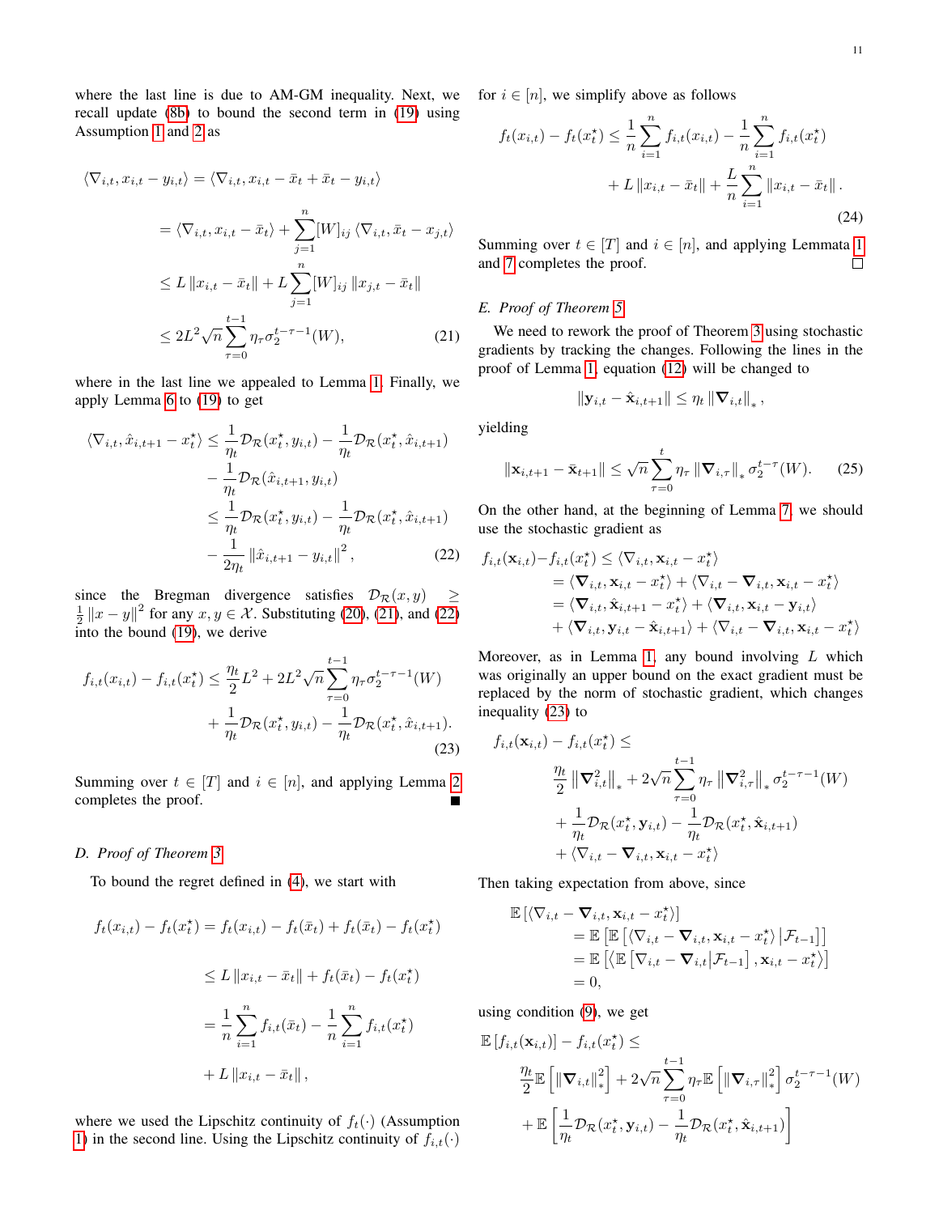where the last line is due to AM-GM inequality. Next, we recall update (8b) to bound the second term in (19) using Assumption 1 and 2 as

$$
\begin{aligned}
\langle \nabla_{i,t}, x_{i,t} - y_{i,t} \rangle &= \langle \nabla_{i,t}, x_{i,t} - \bar{x}_t + \bar{x}_t - y_{i,t} \rangle \\
&= \langle \nabla_{i,t}, x_{i,t} - \bar{x}_t \rangle + \sum_{j=1}^{n} [W]_{ij} \langle \nabla_{i,t}, \bar{x}_t - x_{j,t} \rangle \\
&\leq L \|x_{i,t} - \bar{x}_t\| + L \sum_{j=1}^{n} [W]_{ij} \|x_{j,t} - \bar{x}_t\| \\
&\leq 2L^2 \sqrt{n} \sum_{\tau=0}^{t-1} \eta_\tau \sigma_2^{t-\tau-1}(W), \qquad (21)
\end{aligned}
$$

where in the last line we appealed to Lemma 1. Finally, we apply Lemma 6 to (19) to get

$$
\begin{aligned}
\langle \nabla_{i,t}, \hat{x}_{i,t+1} - x_t^\star \rangle &\leq \frac{1}{\eta_t} \mathcal{D}_\mathcal{R}(x_t^\star, y_{i,t}) - \frac{1}{\eta_t} \mathcal{D}_\mathcal{R}(x_t^\star, \hat{x}_{i,t+1}) \\
&\quad - \frac{1}{\eta_t} \mathcal{D}_\mathcal{R}(\hat{x}_{i,t+1}, y_{i,t}) \\
&\leq \frac{1}{\eta_t} \mathcal{D}_\mathcal{R}(x_t^\star, y_{i,t}) - \frac{1}{\eta_t} \mathcal{D}_\mathcal{R}(x_t^\star, \hat{x}_{i,t+1}) \\
&\quad - \frac{1}{2\eta_t} \|\hat{x}_{i,t+1} - y_{i,t}\|^2, \qquad (22)
\end{aligned}
$$

since the Bregman divergence satisfies $\mathcal{D}_\mathcal{R}(x, y) \geq \frac{1}{2}\|x - y\|^2$ for any $x, y \in \mathcal{X}$. Substituting (20), (21), and (22) into the bound (19), we derive

$$
\begin{aligned}
f_{i,t}(x_{i,t}) - f_{i,t}(x_t^\star) &\leq \frac{\eta_t}{2} L^2 + 2L^2 \sqrt{n} \sum_{\tau=0}^{t-1} \eta_\tau \sigma_2^{t-\tau-1}(W) \\
&\quad + \frac{1}{\eta_t} \mathcal{D}_\mathcal{R}(x_t^\star, y_{i,t}) - \frac{1}{\eta_t} \mathcal{D}_\mathcal{R}(x_t^\star, \hat{x}_{i,t+1}). \qquad (23)
\end{aligned}
$$

Summing over $t \in [T]$ and $i \in [n]$, and applying Lemma 2 completes the proof. ∎

### D. Proof of Theorem 3

To bound the regret defined in (4), we start with

$$
\begin{aligned}
f_t(x_{i,t}) - f_t(x_t^\star) &= f_t(x_{i,t}) - f_t(\bar{x}_t) + f_t(\bar{x}_t) - f_t(x_t^\star) \\
&\leq L \|x_{i,t} - \bar{x}_t\| + f_t(\bar{x}_t) - f_t(x_t^\star) \\
&= \frac{1}{n} \sum_{i=1}^{n} f_{i,t}(\bar{x}_t) - \frac{1}{n} \sum_{i=1}^{n} f_{i,t}(x_t^\star) \\
&\quad + L \|x_{i,t} - \bar{x}_t\|,
\end{aligned}
$$

where we used the Lipschitz continuity of $f_t(\cdot)$ (Assumption 1) in the second line. Using the Lipschitz continuity of $f_{i,t}(\cdot)$ for $i \in [n]$, we simplify above as follows

$$
\begin{aligned}
f_t(x_{i,t}) - f_t(x_t^\star) &\leq \frac{1}{n} \sum_{i=1}^{n} f_{i,t}(x_{i,t}) - \frac{1}{n} \sum_{i=1}^{n} f_{i,t}(x_t^\star) \\
&\quad + L \|x_{i,t} - \bar{x}_t\| + \frac{L}{n} \sum_{i=1}^{n} \|x_{i,t} - \bar{x}_t\|. \qquad (24)
\end{aligned}
$$

Summing over $t \in [T]$ and $i \in [n]$, and applying Lemmata 1 and 7 completes the proof. □

### E. Proof of Theorem 5

We need to rework the proof of Theorem 3 using stochastic gradients by tracking the changes. Following the lines in the proof of Lemma 1, equation (12) will be changed to

$$
\|\mathbf{y}_{i,t} - \hat{\mathbf{x}}_{i,t+1}\| \leq \eta_t \|\boldsymbol{\nabla}_{i,t}\|_*,
$$

yielding

$$
\|\mathbf{x}_{i,t+1} - \bar{\mathbf{x}}_{t+1}\| \leq \sqrt{n} \sum_{\tau=0}^{t} \eta_\tau \|\boldsymbol{\nabla}_{i,\tau}\|_* \sigma_2^{t-\tau}(W). \qquad (25)
$$

On the other hand, at the beginning of Lemma 7, we should use the stochastic gradient as

$$
\begin{aligned}
f_{i,t}(\mathbf{x}_{i,t}) - f_{i,t}(x_t^\star) &\leq \langle \nabla_{i,t}, \mathbf{x}_{i,t} - x_t^\star \rangle \\
&= \langle \boldsymbol{\nabla}_{i,t}, \mathbf{x}_{i,t} - x_t^\star \rangle + \langle \nabla_{i,t} - \boldsymbol{\nabla}_{i,t}, \mathbf{x}_{i,t} - x_t^\star \rangle \\
&= \langle \boldsymbol{\nabla}_{i,t}, \hat{\mathbf{x}}_{i,t+1} - x_t^\star \rangle + \langle \boldsymbol{\nabla}_{i,t}, \mathbf{x}_{i,t} - \mathbf{y}_{i,t} \rangle \\
&\quad + \langle \boldsymbol{\nabla}_{i,t}, \mathbf{y}_{i,t} - \hat{\mathbf{x}}_{i,t+1} \rangle + \langle \nabla_{i,t} - \boldsymbol{\nabla}_{i,t}, \mathbf{x}_{i,t} - x_t^\star \rangle
\end{aligned}
$$

Moreover, as in Lemma 1, any bound involving $L$ which was originally an upper bound on the exact gradient must be replaced by the norm of stochastic gradient, which changes inequality (23) to

$$
\begin{aligned}
f_{i,t}(\mathbf{x}_{i,t}) - f_{i,t}(x_t^\star) &\leq \\
&\frac{\eta_t}{2} \|\boldsymbol{\nabla}_{i,t}^2\|_* + 2\sqrt{n} \sum_{\tau=0}^{t-1} \eta_\tau \|\boldsymbol{\nabla}_{i,\tau}^2\|_* \sigma_2^{t-\tau-1}(W) \\
&+ \frac{1}{\eta_t} \mathcal{D}_\mathcal{R}(x_t^\star, \mathbf{y}_{i,t}) - \frac{1}{\eta_t} \mathcal{D}_\mathcal{R}(x_t^\star, \hat{\mathbf{x}}_{i,t+1}) \\
&+ \langle \nabla_{i,t} - \boldsymbol{\nabla}_{i,t}, \mathbf{x}_{i,t} - x_t^\star \rangle
\end{aligned}
$$

Then taking expectation from above, since

$$
\begin{aligned}
\mathbb{E}\left[\langle \nabla_{i,t} - \boldsymbol{\nabla}_{i,t}, \mathbf{x}_{i,t} - x_t^\star \rangle\right] &= \mathbb{E}\left[\mathbb{E}\left[\langle \nabla_{i,t} - \boldsymbol{\nabla}_{i,t}, \mathbf{x}_{i,t} - x_t^\star \rangle \,|\, \mathcal{F}_{t-1}\right]\right] \\
&= \mathbb{E}\left[\langle \mathbb{E}\left[\nabla_{i,t} - \boldsymbol{\nabla}_{i,t} | \mathcal{F}_{t-1}\right], \mathbf{x}_{i,t} - x_t^\star \rangle\right] \\
&= 0,
\end{aligned}
$$

using condition (9), we get

$$
\begin{aligned}
\mathbb{E}\left[f_{i,t}(\mathbf{x}_{i,t})\right] - f_{i,t}(x_t^\star) &\leq \\
&\frac{\eta_t}{2} \mathbb{E}\left[\|\boldsymbol{\nabla}_{i,t}\|_*^2\right] + 2\sqrt{n} \sum_{\tau=0}^{t-1} \eta_\tau \mathbb{E}\left[\|\boldsymbol{\nabla}_{i,\tau}\|_*^2\right] \sigma_2^{t-\tau-1}(W) \\
&+ \mathbb{E}\left[\frac{1}{\eta_t} \mathcal{D}_\mathcal{R}(x_t^\star, \mathbf{y}_{i,t}) - \frac{1}{\eta_t} \mathcal{D}_\mathcal{R}(x_t^\star, \hat{\mathbf{x}}_{i,t+1})\right]
\end{aligned}
$$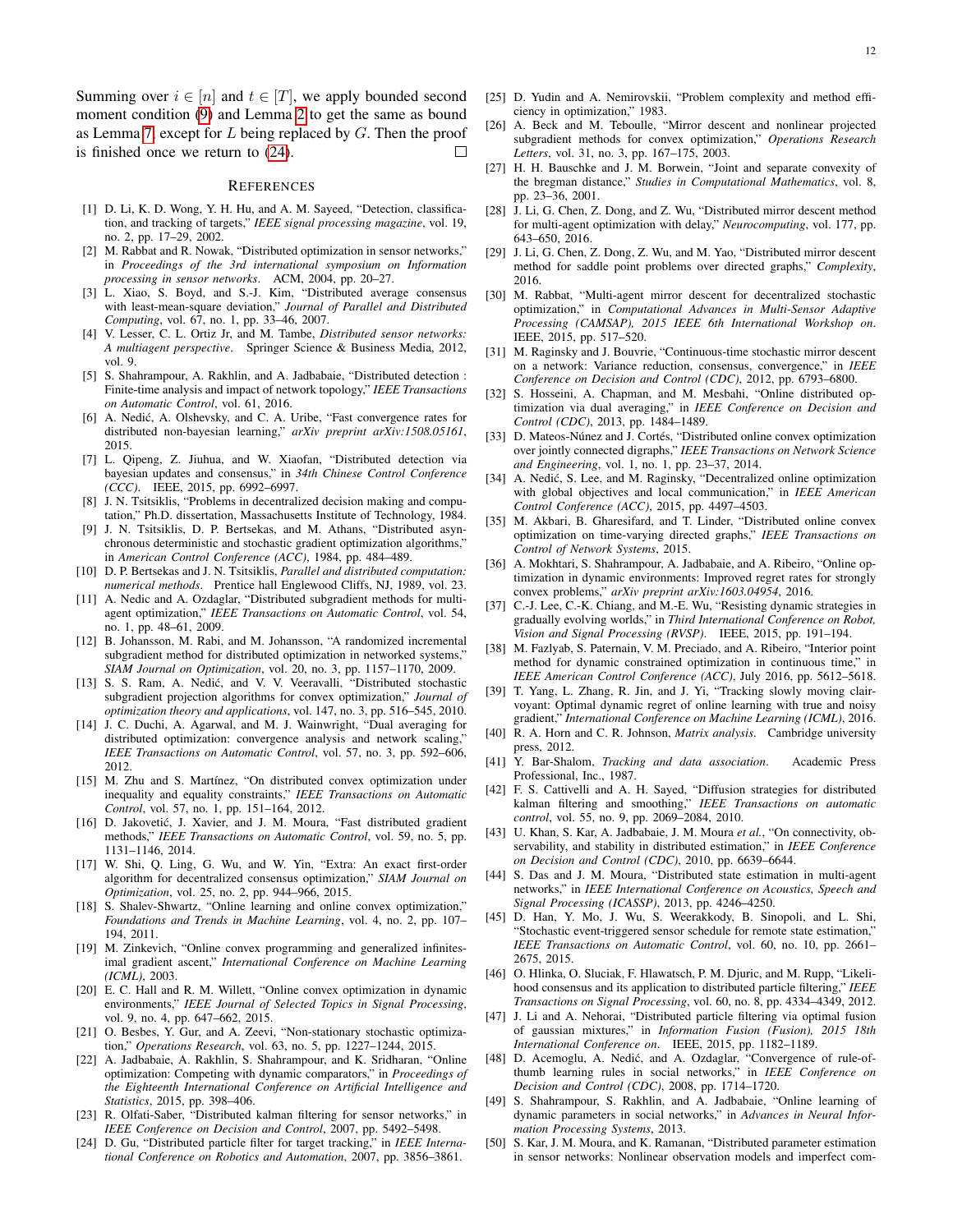Summing over $i \in [n]$ and $t \in [T]$, we apply bounded second moment condition (9) and Lemma 2 to get the same as bound as Lemma 7, except for $L$ being replaced by $G$. Then the proof is finished once we return to (24). ☐

## REFERENCES

[1] D. Li, K. D. Wong, Y. H. Hu, and A. M. Sayeed, "Detection, classification, and tracking of targets," *IEEE signal processing magazine*, vol. 19, no. 2, pp. 17–29, 2002.

[2] M. Rabbat and R. Nowak, "Distributed optimization in sensor networks," in *Proceedings of the 3rd international symposium on Information processing in sensor networks*. ACM, 2004, pp. 20–27.

[3] L. Xiao, S. Boyd, and S.-J. Kim, "Distributed average consensus with least-mean-square deviation," *Journal of Parallel and Distributed Computing*, vol. 67, no. 1, pp. 33–46, 2007.

[4] V. Lesser, C. L. Ortiz Jr, and M. Tambe, *Distributed sensor networks: A multiagent perspective*. Springer Science & Business Media, 2012, vol. 9.

[5] S. Shahrampour, A. Rakhlin, and A. Jadbabaie, "Distributed detection : Finite-time analysis and impact of network topology," *IEEE Transactions on Automatic Control*, vol. 61, 2016.

[6] A. Nedić, A. Olshevsky, and C. A. Uribe, "Fast convergence rates for distributed non-bayesian learning," *arXiv preprint arXiv:1508.05161*, 2015.

[7] L. Qipeng, Z. Jiuhua, and W. Xiaofan, "Distributed detection via bayesian updates and consensus," in *34th Chinese Control Conference (CCC)*. IEEE, 2015, pp. 6992–6997.

[8] J. N. Tsitsiklis, "Problems in decentralized decision making and computation," Ph.D. dissertation, Massachusetts Institute of Technology, 1984.

[9] J. N. Tsitsiklis, D. P. Bertsekas, and M. Athans, "Distributed asynchronous deterministic and stochastic gradient optimization algorithms," in *American Control Conference (ACC)*, 1984, pp. 484–489.

[10] D. P. Bertsekas and J. N. Tsitsiklis, *Parallel and distributed computation: numerical methods*. Prentice hall Englewood Cliffs, NJ, 1989, vol. 23.

[11] A. Nedic and A. Ozdaglar, "Distributed subgradient methods for multi-agent optimization," *IEEE Transactions on Automatic Control*, vol. 54, no. 1, pp. 48–61, 2009.

[12] B. Johansson, M. Rabi, and M. Johansson, "A randomized incremental subgradient method for distributed optimization in networked systems," *SIAM Journal on Optimization*, vol. 20, no. 3, pp. 1157–1170, 2009.

[13] S. S. Ram, A. Nedić, and V. V. Veeravalli, "Distributed stochastic subgradient projection algorithms for convex optimization," *Journal of optimization theory and applications*, vol. 147, no. 3, pp. 516–545, 2010.

[14] J. C. Duchi, A. Agarwal, and M. J. Wainwright, "Dual averaging for distributed optimization: convergence analysis and network scaling," *IEEE Transactions on Automatic Control*, vol. 57, no. 3, pp. 592–606, 2012.

[15] M. Zhu and S. Martínez, "On distributed convex optimization under inequality and equality constraints," *IEEE Transactions on Automatic Control*, vol. 57, no. 1, pp. 151–164, 2012.

[16] D. Jakovetić, J. Xavier, and J. M. Moura, "Fast distributed gradient methods," *IEEE Transactions on Automatic Control*, vol. 59, no. 5, pp. 1131–1146, 2014.

[17] W. Shi, Q. Ling, G. Wu, and W. Yin, "Extra: An exact first-order algorithm for decentralized consensus optimization," *SIAM Journal on Optimization*, vol. 25, no. 2, pp. 944–966, 2015.

[18] S. Shalev-Shwartz, "Online learning and online convex optimization," *Foundations and Trends in Machine Learning*, vol. 4, no. 2, pp. 107–194, 2011.

[19] M. Zinkevich, "Online convex programming and generalized infinitesimal gradient ascent," *International Conference on Machine Learning (ICML)*, 2003.

[20] E. C. Hall and R. M. Willett, "Online convex optimization in dynamic environments," *IEEE Journal of Selected Topics in Signal Processing*, vol. 9, no. 4, pp. 647–662, 2015.

[21] O. Besbes, Y. Gur, and A. Zeevi, "Non-stationary stochastic optimization," *Operations Research*, vol. 63, no. 5, pp. 1227–1244, 2015.

[22] A. Jadbabaie, A. Rakhlin, S. Shahrampour, and K. Sridharan, "Online optimization: Competing with dynamic comparators," in *Proceedings of the Eighteenth International Conference on Artificial Intelligence and Statistics*, 2015, pp. 398–406.

[23] R. Olfati-Saber, "Distributed kalman filtering for sensor networks," in *IEEE Conference on Decision and Control*, 2007, pp. 5492–5498.

[24] D. Gu, "Distributed particle filter for target tracking," in *IEEE International Conference on Robotics and Automation*, 2007, pp. 3856–3861.

[25] D. Yudin and A. Nemirovskii, "Problem complexity and method efficiency in optimization," 1983.

[26] A. Beck and M. Teboulle, "Mirror descent and nonlinear projected subgradient methods for convex optimization," *Operations Research Letters*, vol. 31, no. 3, pp. 167–175, 2003.

[27] H. H. Bauschke and J. M. Borwein, "Joint and separate convexity of the bregman distance," *Studies in Computational Mathematics*, vol. 8, pp. 23–36, 2001.

[28] J. Li, G. Chen, Z. Dong, and Z. Wu, "Distributed mirror descent method for multi-agent optimization with delay," *Neurocomputing*, vol. 177, pp. 643–650, 2016.

[29] J. Li, G. Chen, Z. Dong, Z. Wu, and M. Yao, "Distributed mirror descent method for saddle point problems over directed graphs," *Complexity*, 2016.

[30] M. Rabbat, "Multi-agent mirror descent for decentralized stochastic optimization," in *Computational Advances in Multi-Sensor Adaptive Processing (CAMSAP), 2015 IEEE 6th International Workshop on*. IEEE, 2015, pp. 517–520.

[31] M. Raginsky and J. Bouvrie, "Continuous-time stochastic mirror descent on a network: Variance reduction, consensus, convergence," in *IEEE Conference on Decision and Control (CDC)*, 2012, pp. 6793–6800.

[32] S. Hosseini, A. Chapman, and M. Mesbahi, "Online distributed optimization via dual averaging," in *IEEE Conference on Decision and Control (CDC)*, 2013, pp. 1484–1489.

[33] D. Mateos-Núnez and J. Cortés, "Distributed online convex optimization over jointly connected digraphs," *IEEE Transactions on Network Science and Engineering*, vol. 1, no. 1, pp. 23–37, 2014.

[34] A. Nedić, S. Lee, and M. Raginsky, "Decentralized online optimization with global objectives and local communication," in *IEEE American Control Conference (ACC)*, 2015, pp. 4497–4503.

[35] M. Akbari, B. Gharesifard, and T. Linder, "Distributed online convex optimization on time-varying directed graphs," *IEEE Transactions on Control of Network Systems*, 2015.

[36] A. Mokhtari, S. Shahrampour, A. Jadbabaie, and A. Ribeiro, "Online optimization in dynamic environments: Improved regret rates for strongly convex problems," *arXiv preprint arXiv:1603.04954*, 2016.

[37] C.-J. Lee, C.-K. Chiang, and M.-E. Wu, "Resisting dynamic strategies in gradually evolving worlds," in *Third International Conference on Robot, Vision and Signal Processing (RVSP)*. IEEE, 2015, pp. 191–194.

[38] M. Fazlyab, S. Paternain, V. M. Preciado, and A. Ribeiro, "Interior point method for dynamic constrained optimization in continuous time," in *IEEE American Control Conference (ACC)*, July 2016, pp. 5612–5618.

[39] T. Yang, L. Zhang, R. Jin, and J. Yi, "Tracking slowly moving clairvoyant: Optimal dynamic regret of online learning with true and noisy gradient," *International Conference on Machine Learning (ICML)*, 2016.

[40] R. A. Horn and C. R. Johnson, *Matrix analysis*. Cambridge university press, 2012.

[41] Y. Bar-Shalom, *Tracking and data association*. Academic Press Professional, Inc., 1987.

[42] F. S. Cattivelli and A. H. Sayed, "Diffusion strategies for distributed kalman filtering and smoothing," *IEEE Transactions on automatic control*, vol. 55, no. 9, pp. 2069–2084, 2010.

[43] U. Khan, S. Kar, A. Jadbabaie, J. M. Moura *et al.*, "On connectivity, observability, and stability in distributed estimation," in *IEEE Conference on Decision and Control (CDC)*, 2010, pp. 6639–6644.

[44] S. Das and J. M. Moura, "Distributed state estimation in multi-agent networks," in *IEEE International Conference on Acoustics, Speech and Signal Processing (ICASSP)*, 2013, pp. 4246–4250.

[45] D. Han, Y. Mo, J. Wu, S. Weerakkody, B. Sinopoli, and L. Shi, "Stochastic event-triggered sensor schedule for remote state estimation," *IEEE Transactions on Automatic Control*, vol. 60, no. 10, pp. 2661–2675, 2015.

[46] O. Hlinka, O. Sluciak, F. Hlawatsch, P. M. Djuric, and M. Rupp, "Likelihood consensus and its application to distributed particle filtering," *IEEE Transactions on Signal Processing*, vol. 60, no. 8, pp. 4334–4349, 2012.

[47] J. Li and A. Nehorai, "Distributed particle filtering via optimal fusion of gaussian mixtures," in *Information Fusion (Fusion), 2015 18th International Conference on*. IEEE, 2015, pp. 1182–1189.

[48] D. Acemoglu, A. Nedić, and A. Ozdaglar, "Convergence of rule-of-thumb learning rules in social networks," in *IEEE Conference on Decision and Control (CDC)*, 2008, pp. 1714–1720.

[49] S. Shahrampour, S. Rakhlin, and A. Jadbabaie, "Online learning of dynamic parameters in social networks," in *Advances in Neural Information Processing Systems*, 2013.

[50] S. Kar, J. M. Moura, and K. Ramanan, "Distributed parameter estimation in sensor networks: Nonlinear observation models and imperfect com-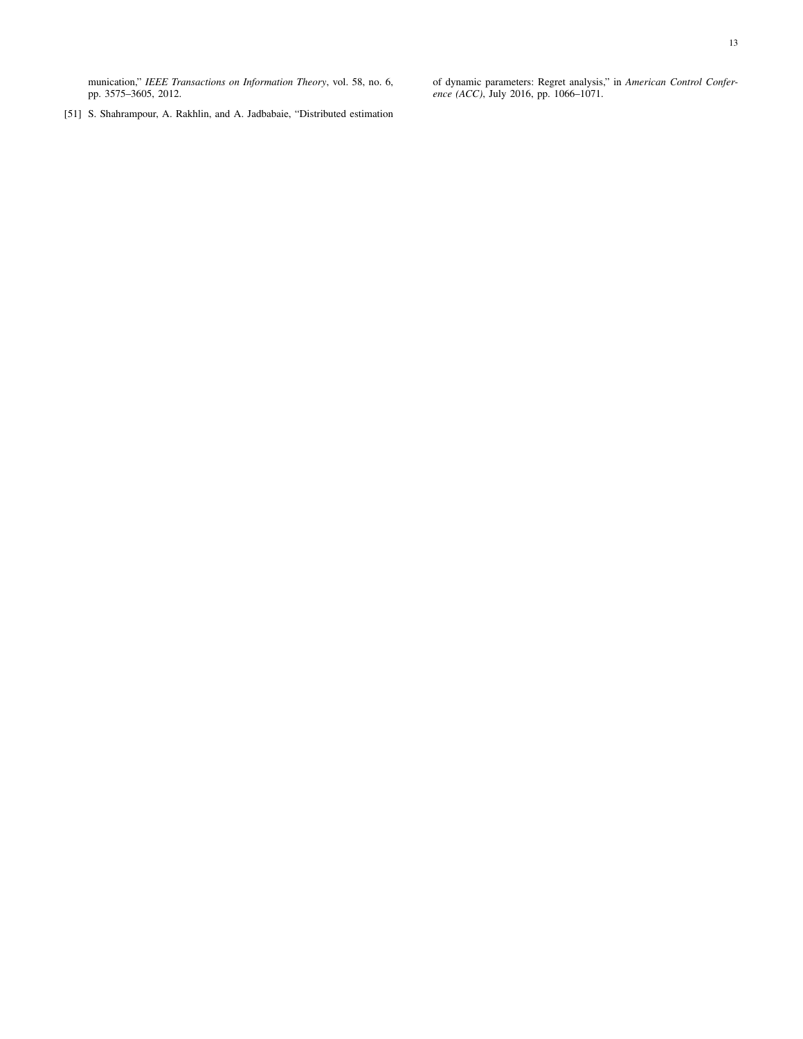munication," *IEEE Transactions on Information Theory*, vol. 58, no. 6, pp. 3575–3605, 2012.

[51] S. Shahrampour, A. Rakhlin, and A. Jadbabaie, "Distributed estimation of dynamic parameters: Regret analysis," in *American Control Conference (ACC)*, July 2016, pp. 1066–1071.